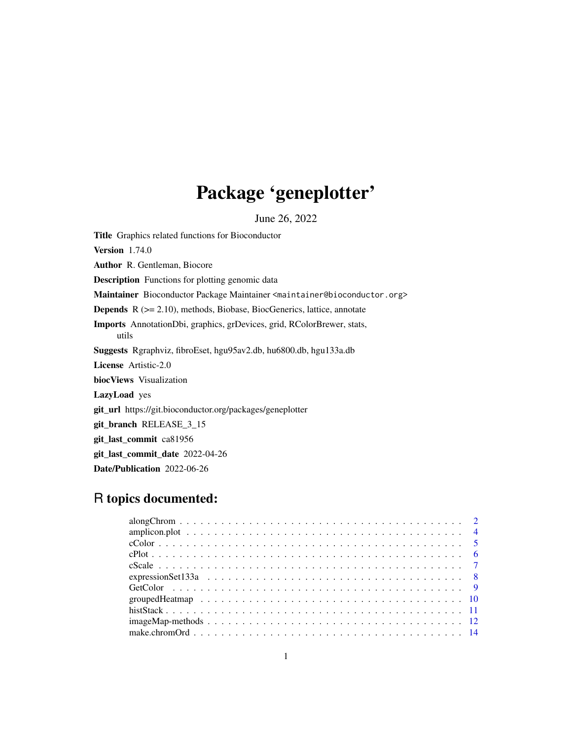# Package 'geneplotter'

June 26, 2022

**Title** Graphics related functions for Bioconductor

**Version** 1.74.0

**Author** R. Gentleman, Biocore

**Description** Functions for plotting genomic data

**Maintainer** Bioconductor Package Maintainer <maintainer@bioconductor.org>

**Depends** R (>= 2.10), methods, Biobase, BiocGenerics, lattice, annotate

**Imports** AnnotationDbi, graphics, grDevices, grid, RColorBrewer, stats, utils

**Suggests** Rgraphviz, fibroEset, hgu95av2.db, hu6800.db, hgu133a.db

**License** Artistic-2.0

**biocViews** Visualization

**LazyLoad** yes

**git_url** https://git.bioconductor.org/packages/geneplotter

**git_branch** RELEASE_3_15

**git_last_commit** ca81956

**git_last_commit_date** 2022-04-26

**Date/Publication** 2022-06-26

## R topics documented:

| | |
|---|---|
| alongChrom | 2 |
| amplicon.plot | 4 |
| cColor | 5 |
| cPlot | 6 |
| cScale | 7 |
| expressionSet133a | 8 |
| GetColor | 9 |
| groupedHeatmap | 10 |
| histStack | 11 |
| imageMap-methods | 12 |
| make.chromOrd | 14 |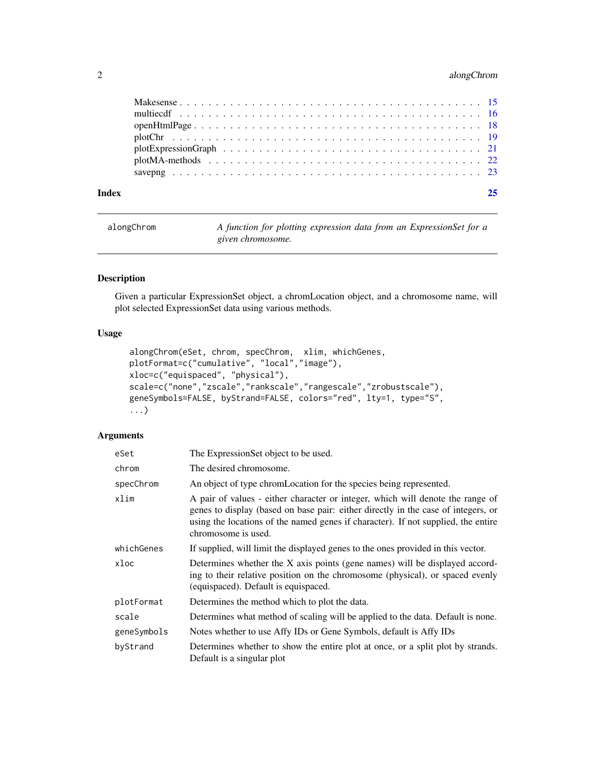| | |
|---|---|
| Makesense | 15 |
| multiecdf | 16 |
| openHtmlPage | 18 |
| plotChr | 19 |
| plotExpressionGraph | 21 |
| plotMA-methods | 22 |
| savepng | 23 |

**Index** **25**

---

`alongChrom` — *A function for plotting expression data from an ExpressionSet for a given chromosome.*

---

## Description

Given a particular ExpressionSet object, a chromLocation object, and a chromosome name, will plot selected ExpressionSet data using various methods.

## Usage

```
alongChrom(eSet, chrom, specChrom,  xlim, whichGenes,
plotFormat=c("cumulative", "local","image"),
xloc=c("equispaced", "physical"),
scale=c("none","zscale","rankscale","rangescale","zrobustscale"),
geneSymbols=FALSE, byStrand=FALSE, colors="red", lty=1, type="S",
...)
```

## Arguments

| | |
|---|---|
| `eSet` | The ExpressionSet object to be used. |
| `chrom` | The desired chromosome. |
| `specChrom` | An object of type chromLocation for the species being represented. |
| `xlim` | A pair of values - either character or integer, which will denote the range of genes to display (based on base pair: either directly in the case of integers, or using the locations of the named genes if character). If not supplied, the entire chromosome is used. |
| `whichGenes` | If supplied, will limit the displayed genes to the ones provided in this vector. |
| `xloc` | Determines whether the X axis points (gene names) will be displayed according to their relative position on the chromosome (physical), or spaced evenly (equispaced). Default is equispaced. |
| `plotFormat` | Determines the method which to plot the data. |
| `scale` | Determines what method of scaling will be applied to the data. Default is none. |
| `geneSymbols` | Notes whether to use Affy IDs or Gene Symbols, default is Affy IDs |
| `byStrand` | Determines whether to show the entire plot at once, or a split plot by strands. Default is a singular plot |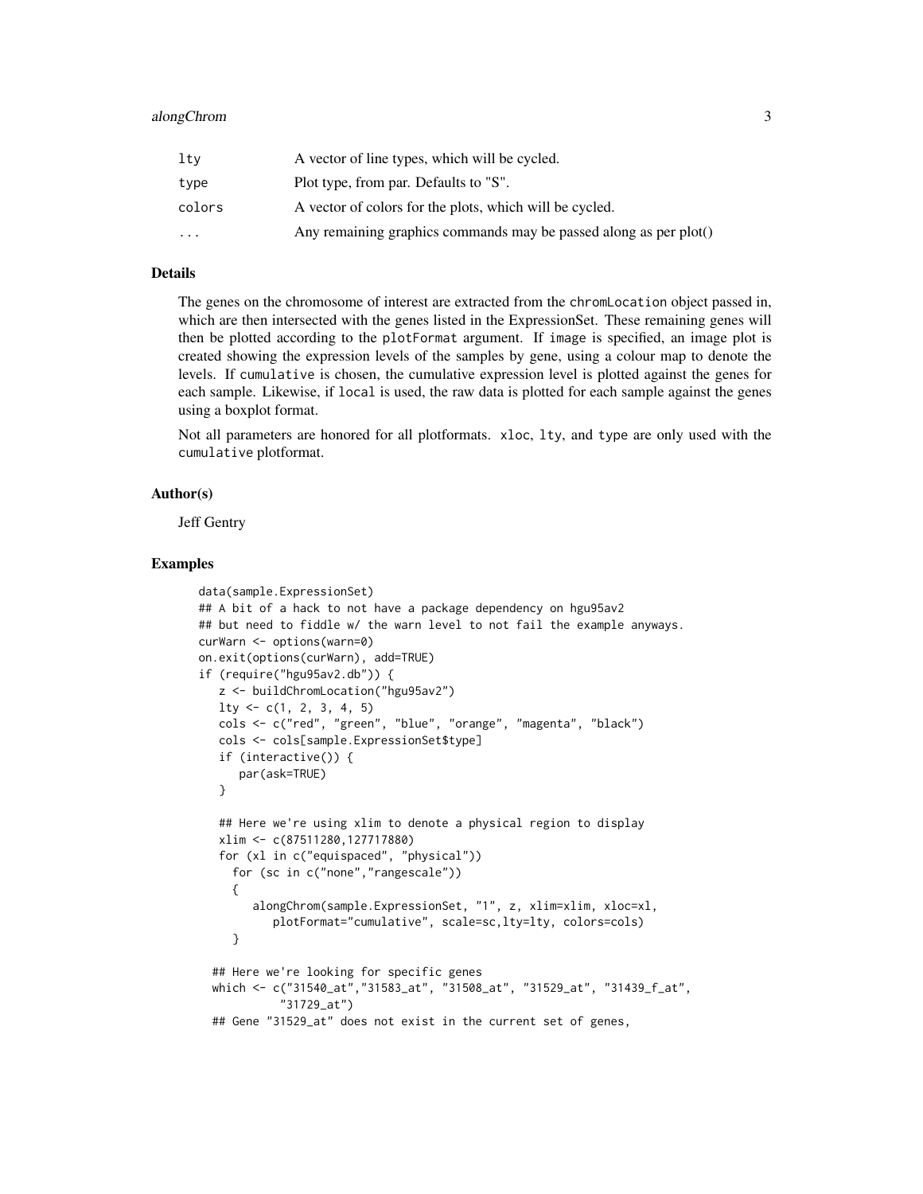| | |
|---|---|
| lty | A vector of line types, which will be cycled. |
| type | Plot type, from par. Defaults to "S". |
| colors | A vector of colors for the plots, which will be cycled. |
| ... | Any remaining graphics commands may be passed along as per plot() |

### Details

The genes on the chromosome of interest are extracted from the `chromLocation` object passed in, which are then intersected with the genes listed in the ExpressionSet. These remaining genes will then be plotted according to the `plotFormat` argument. If `image` is specified, an image plot is created showing the expression levels of the samples by gene, using a colour map to denote the levels. If `cumulative` is chosen, the cumulative expression level is plotted against the genes for each sample. Likewise, if `local` is used, the raw data is plotted for each sample against the genes using a boxplot format.

Not all parameters are honored for all plotformats. `xloc`, `lty`, and `type` are only used with the `cumulative` plotformat.

### Author(s)

Jeff Gentry

### Examples

```
data(sample.ExpressionSet)
## A bit of a hack to not have a package dependency on hgu95av2
## but need to fiddle w/ the warn level to not fail the example anyways.
curWarn <- options(warn=0)
on.exit(options(curWarn), add=TRUE)
if (require("hgu95av2.db")) {
   z <- buildChromLocation("hgu95av2")
   lty <- c(1, 2, 3, 4, 5)
   cols <- c("red", "green", "blue", "orange", "magenta", "black")
   cols <- cols[sample.ExpressionSet$type]
   if (interactive()) {
      par(ask=TRUE)
   }

   ## Here we're using xlim to denote a physical region to display
   xlim <- c(87511280,127717880)
   for (xl in c("equispaced", "physical"))
     for (sc in c("none","rangescale"))
     {
        alongChrom(sample.ExpressionSet, "1", z, xlim=xlim, xloc=xl,
           plotFormat="cumulative", scale=sc,lty=lty, colors=cols)
     }

  ## Here we're looking for specific genes
  which <- c("31540_at","31583_at", "31508_at", "31529_at", "31439_f_at",
            "31729_at")
  ## Gene "31529_at" does not exist in the current set of genes,
```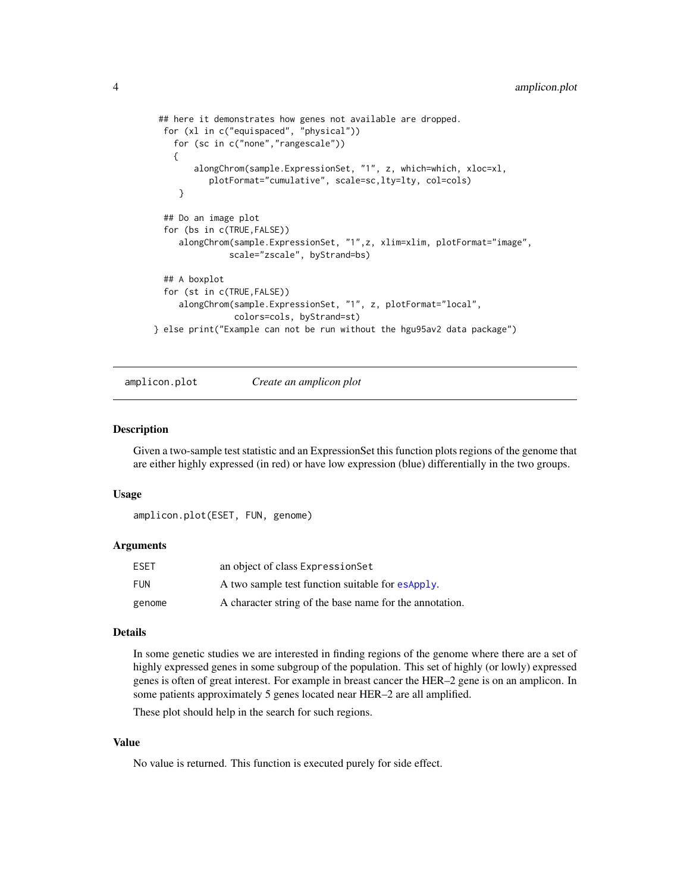```
    ## here it demonstrates how genes not available are dropped.
     for (xl in c("equispaced", "physical"))
       for (sc in c("none","rangescale"))
       {
           alongChrom(sample.ExpressionSet, "1", z, which=which, xloc=xl,
              plotFormat="cumulative", scale=sc,lty=lty, col=cols)
        }

     ## Do an image plot
     for (bs in c(TRUE,FALSE))
        alongChrom(sample.ExpressionSet, "1",z, xlim=xlim, plotFormat="image",
                  scale="zscale", byStrand=bs)

     ## A boxplot
     for (st in c(TRUE,FALSE))
        alongChrom(sample.ExpressionSet, "1", z, plotFormat="local",
                   colors=cols, byStrand=st)
} else print("Example can not be run without the hgu95av2 data package")
```

## amplicon.plot — *Create an amplicon plot*

### Description

Given a two-sample test statistic and an ExpressionSet this function plots regions of the genome that are either highly expressed (in red) or have low expression (blue) differentially in the two groups.

### Usage

```
amplicon.plot(ESET, FUN, genome)
```

### Arguments

| | |
|---|---|
| `ESET` | an object of class `ExpressionSet` |
| `FUN` | A two sample test function suitable for `esApply`. |
| `genome` | A character string of the base name for the annotation. |

### Details

In some genetic studies we are interested in finding regions of the genome where there are a set of highly expressed genes in some subgroup of the population. This set of highly (or lowly) expressed genes is often of great interest. For example in breast cancer the HER–2 gene is on an amplicon. In some patients approximately 5 genes located near HER–2 are all amplified.

These plot should help in the search for such regions.

### Value

No value is returned. This function is executed purely for side effect.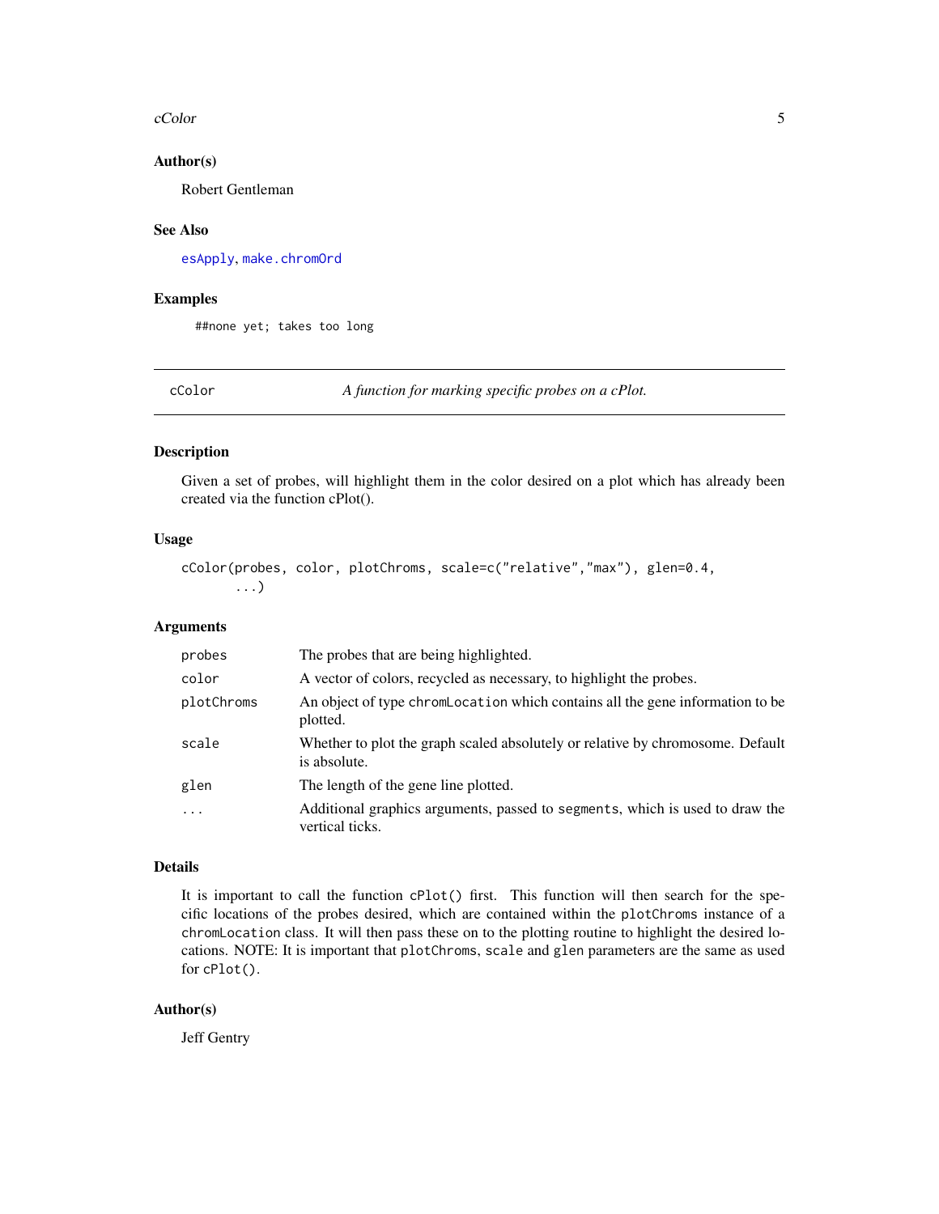## Author(s)

Robert Gentleman

## See Also

`esApply`, `make.chromOrd`

## Examples

```
##none yet; takes too long
```

---

## cColor — *A function for marking specific probes on a cPlot.*

## Description

Given a set of probes, will highlight them in the color desired on a plot which has already been created via the function cPlot().

## Usage

```
cColor(probes, color, plotChroms, scale=c("relative","max"), glen=0.4,
       ...)
```

## Arguments

| | |
|---|---|
| `probes` | The probes that are being highlighted. |
| `color` | A vector of colors, recycled as necessary, to highlight the probes. |
| `plotChroms` | An object of type `chromLocation` which contains all the gene information to be plotted. |
| `scale` | Whether to plot the graph scaled absolutely or relative by chromosome. Default is absolute. |
| `glen` | The length of the gene line plotted. |
| `...` | Additional graphics arguments, passed to `segments`, which is used to draw the vertical ticks. |

## Details

It is important to call the function `cPlot()` first. This function will then search for the specific locations of the probes desired, which are contained within the `plotChroms` instance of a `chromLocation` class. It will then pass these on to the plotting routine to highlight the desired locations. NOTE: It is important that `plotChroms`, `scale` and `glen` parameters are the same as used for `cPlot()`.

## Author(s)

Jeff Gentry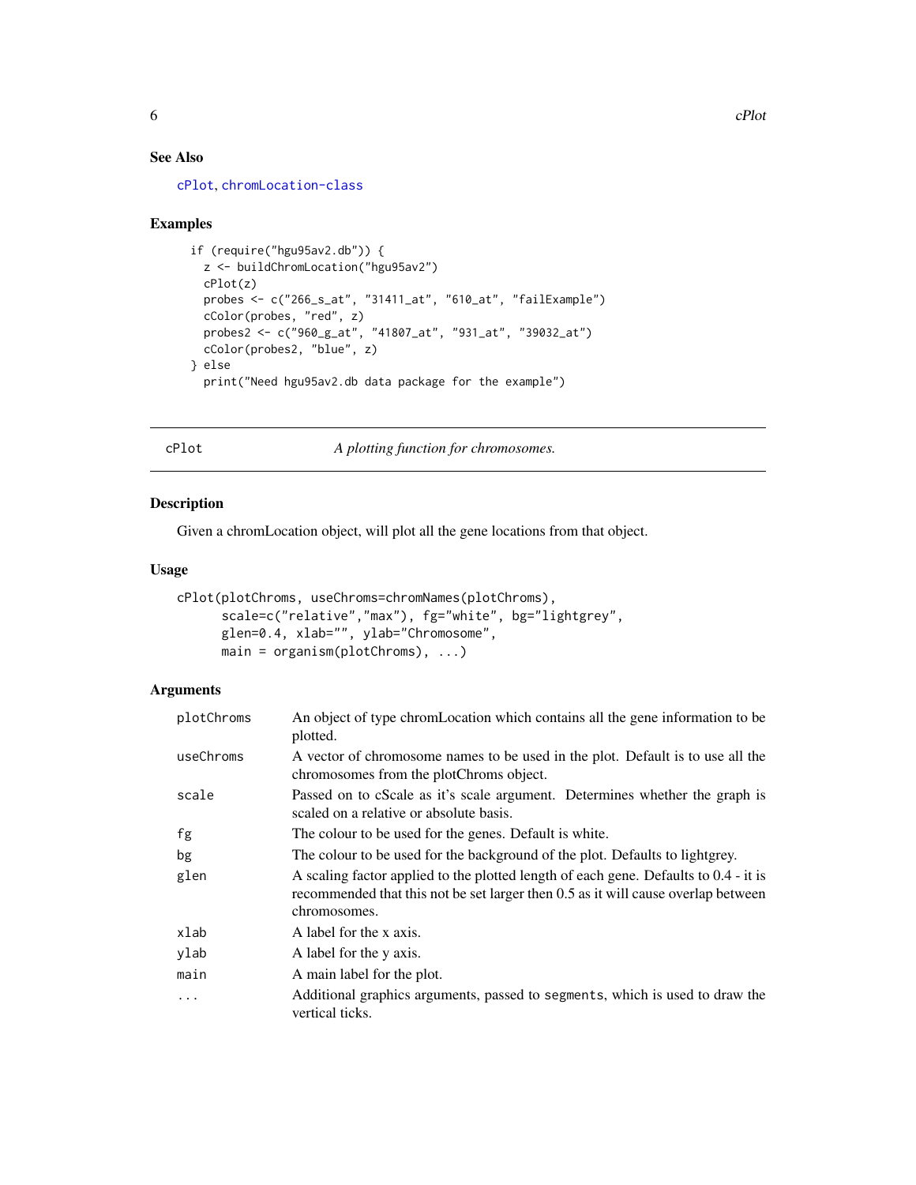## See Also

cPlot, chromLocation-class

## Examples

```
if (require("hgu95av2.db")) {
  z <- buildChromLocation("hgu95av2")
  cPlot(z)
  probes <- c("266_s_at", "31411_at", "610_at", "failExample")
  cColor(probes, "red", z)
  probes2 <- c("960_g_at", "41807_at", "931_at", "39032_at")
  cColor(probes2, "blue", z)
} else
  print("Need hgu95av2.db data package for the example")
```

---

# cPlot — *A plotting function for chromosomes.*

---

## Description

Given a chromLocation object, will plot all the gene locations from that object.

## Usage

```
cPlot(plotChroms, useChroms=chromNames(plotChroms),
      scale=c("relative","max"), fg="white", bg="lightgrey",
      glen=0.4, xlab="", ylab="Chromosome",
      main = organism(plotChroms), ...)
```

## Arguments

| | |
|---|---|
| plotChroms | An object of type chromLocation which contains all the gene information to be plotted. |
| useChroms | A vector of chromosome names to be used in the plot. Default is to use all the chromosomes from the plotChroms object. |
| scale | Passed on to cScale as it's scale argument. Determines whether the graph is scaled on a relative or absolute basis. |
| fg | The colour to be used for the genes. Default is white. |
| bg | The colour to be used for the background of the plot. Defaults to lightgrey. |
| glen | A scaling factor applied to the plotted length of each gene. Defaults to 0.4 - it is recommended that this not be set larger then 0.5 as it will cause overlap between chromosomes. |
| xlab | A label for the x axis. |
| ylab | A label for the y axis. |
| main | A main label for the plot. |
| ... | Additional graphics arguments, passed to `segments`, which is used to draw the vertical ticks. |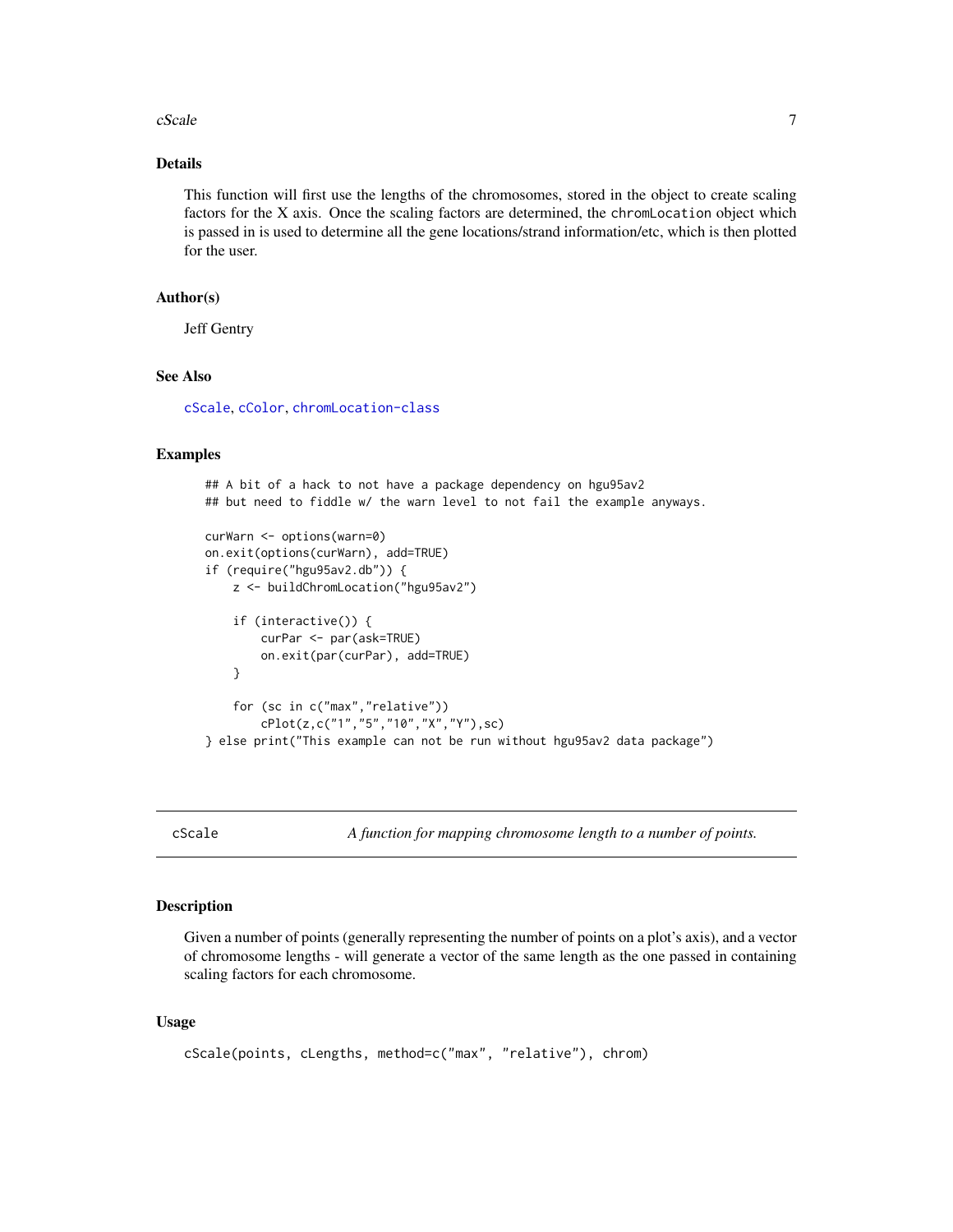### Details

This function will first use the lengths of the chromosomes, stored in the object to create scaling factors for the X axis. Once the scaling factors are determined, the `chromLocation` object which is passed in is used to determine all the gene locations/strand information/etc, which is then plotted for the user.

### Author(s)

Jeff Gentry

### See Also

`cScale`, `cColor`, `chromLocation-class`

### Examples

```
## A bit of a hack to not have a package dependency on hgu95av2
## but need to fiddle w/ the warn level to not fail the example anyways.

curWarn <- options(warn=0)
on.exit(options(curWarn), add=TRUE)
if (require("hgu95av2.db")) {
    z <- buildChromLocation("hgu95av2")

    if (interactive()) {
        curPar <- par(ask=TRUE)
        on.exit(par(curPar), add=TRUE)
    }

    for (sc in c("max","relative"))
        cPlot(z,c("1","5","10","X","Y"),sc)
} else print("This example can not be run without hgu95av2 data package")
```

---

## cScale — *A function for mapping chromosome length to a number of points.*

### Description

Given a number of points (generally representing the number of points on a plot's axis), and a vector of chromosome lengths - will generate a vector of the same length as the one passed in containing scaling factors for each chromosome.

### Usage

```
cScale(points, cLengths, method=c("max", "relative"), chrom)
```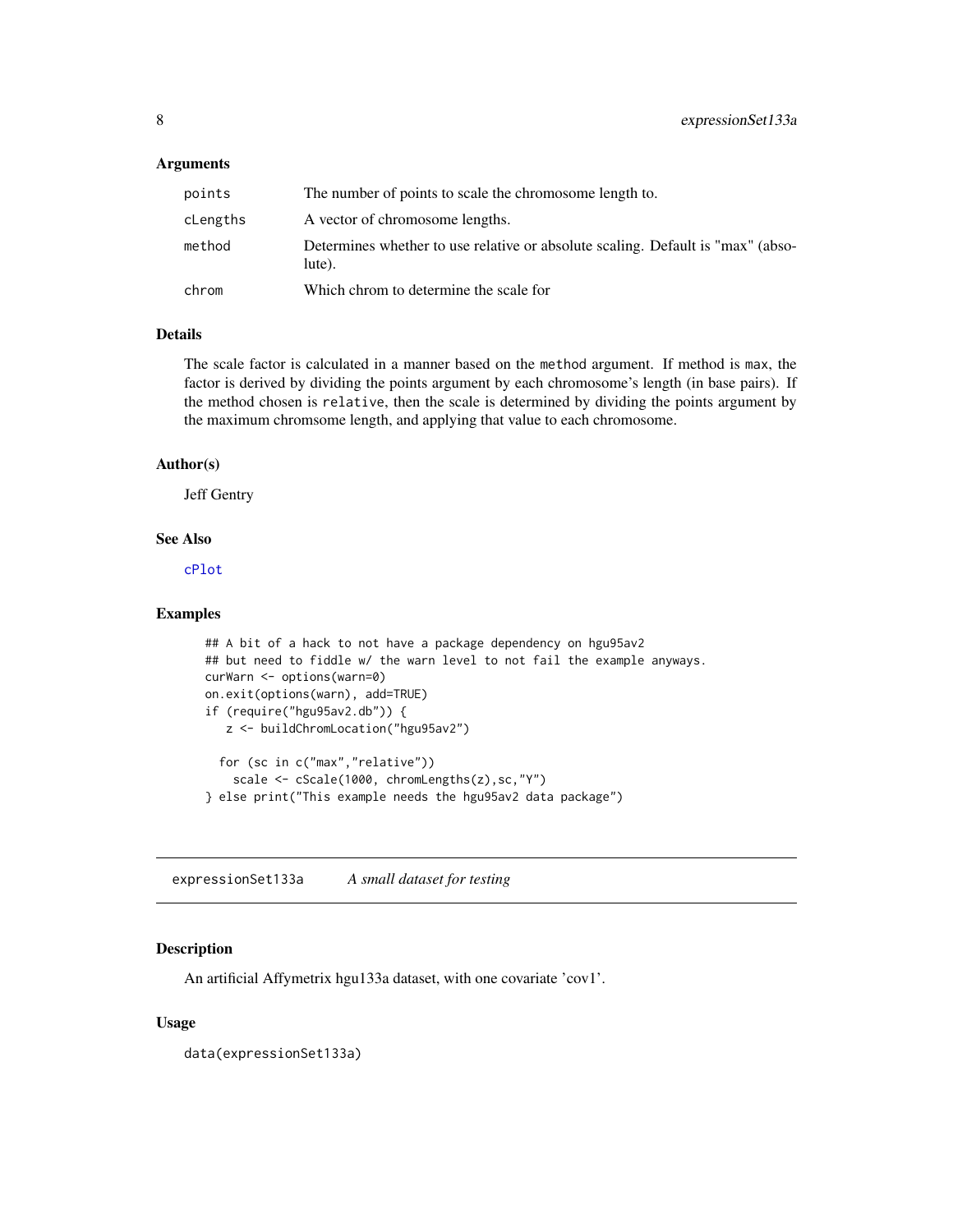### Arguments

| | |
|---|---|
| points | The number of points to scale the chromosome length to. |
| cLengths | A vector of chromosome lengths. |
| method | Determines whether to use relative or absolute scaling. Default is "max" (absolute). |
| chrom | Which chrom to determine the scale for |

### Details

The scale factor is calculated in a manner based on the `method` argument. If method is `max`, the factor is derived by dividing the points argument by each chromosome's length (in base pairs). If the method chosen is `relative`, then the scale is determined by dividing the points argument by the maximum chromsome length, and applying that value to each chromosome.

### Author(s)

Jeff Gentry

### See Also

cPlot

### Examples

```
## A bit of a hack to not have a package dependency on hgu95av2
## but need to fiddle w/ the warn level to not fail the example anyways.
curWarn <- options(warn=0)
on.exit(options(warn), add=TRUE)
if (require("hgu95av2.db")) {
   z <- buildChromLocation("hgu95av2")

  for (sc in c("max","relative"))
    scale <- cScale(1000, chromLengths(z),sc,"Y")
} else print("This example needs the hgu95av2 data package")
```

---

## expressionSet133a &emsp; *A small dataset for testing*

### Description

An artificial Affymetrix hgu133a dataset, with one covariate 'cov1'.

### Usage

```
data(expressionSet133a)
```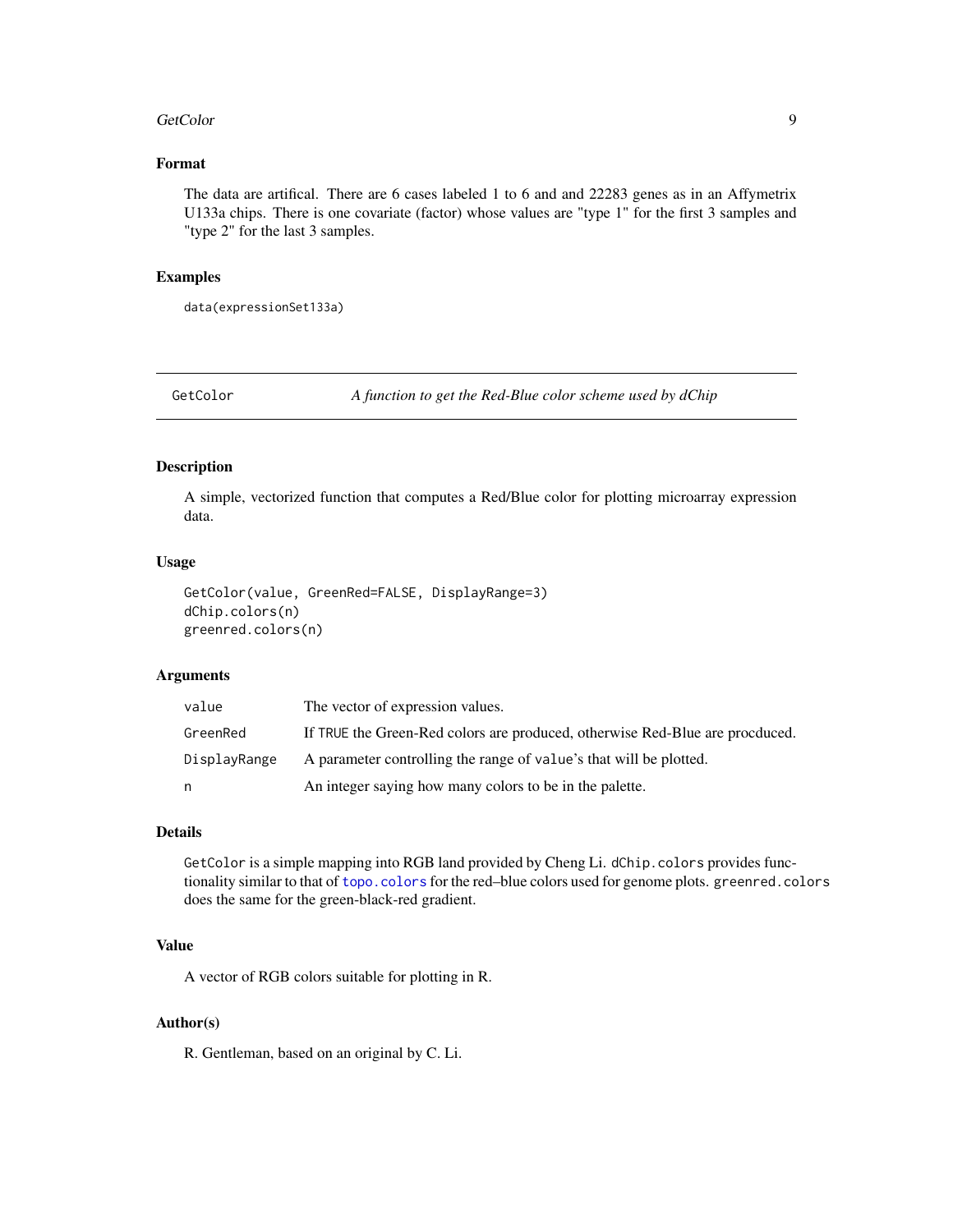### Format

The data are artifical. There are 6 cases labeled 1 to 6 and and 22283 genes as in an Affymetrix U133a chips. There is one covariate (factor) whose values are "type 1" for the first 3 samples and "type 2" for the last 3 samples.

### Examples

```
data(expressionSet133a)
```

---

## GetColor — *A function to get the Red-Blue color scheme used by dChip*

---

### Description

A simple, vectorized function that computes a Red/Blue color for plotting microarray expression data.

### Usage

```
GetColor(value, GreenRed=FALSE, DisplayRange=3)
dChip.colors(n)
greenred.colors(n)
```

### Arguments

| | |
|---|---|
| `value` | The vector of expression values. |
| `GreenRed` | If `TRUE` the Green-Red colors are produced, otherwise Red-Blue are procduced. |
| `DisplayRange` | A parameter controlling the range of `value`'s that will be plotted. |
| `n` | An integer saying how many colors to be in the palette. |

### Details

`GetColor` is a simple mapping into RGB land provided by Cheng Li. `dChip.colors` provides functionality similar to that of `topo.colors` for the red–blue colors used for genome plots. `greenred.colors` does the same for the green-black-red gradient.

### Value

A vector of RGB colors suitable for plotting in R.

### Author(s)

R. Gentleman, based on an original by C. Li.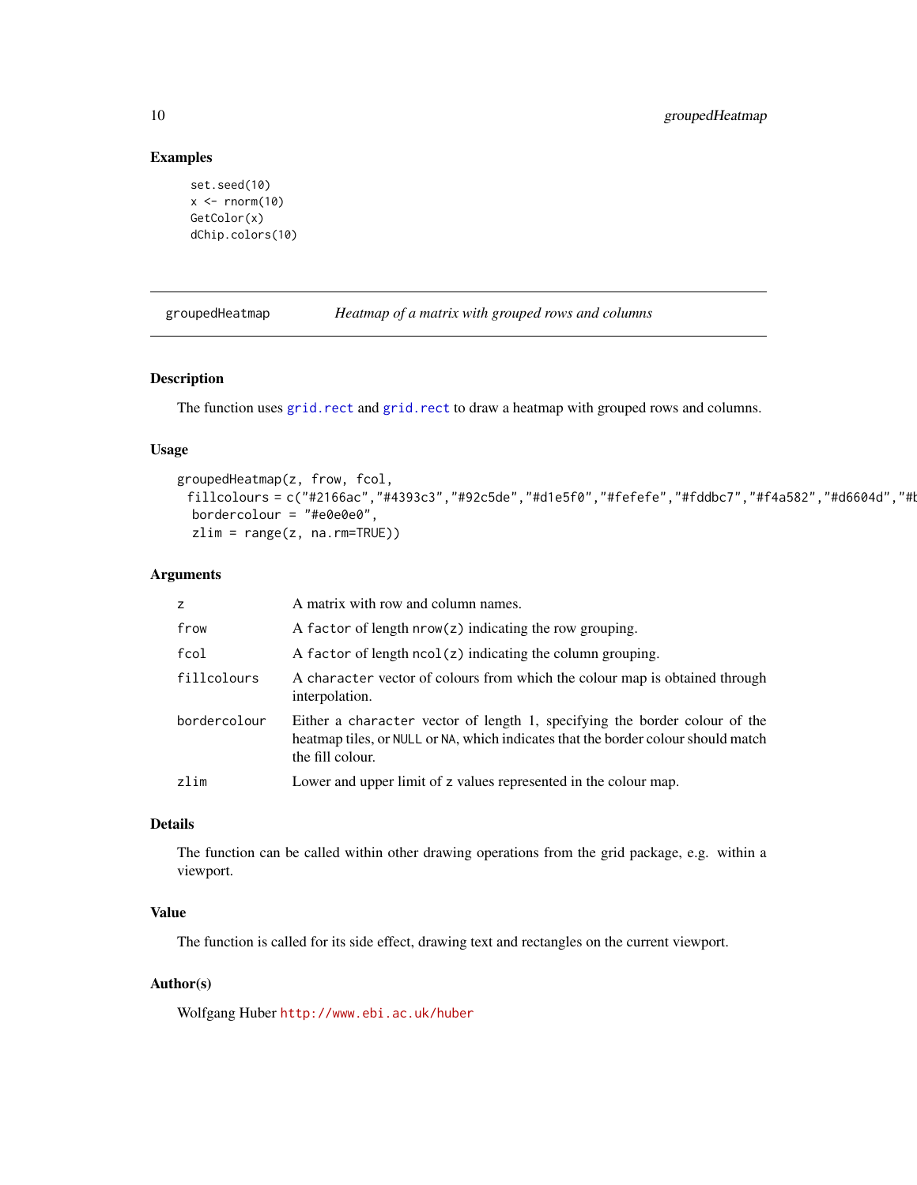## Examples

```
set.seed(10)
x <- rnorm(10)
GetColor(x)
dChip.colors(10)
```

---

groupedHeatmap &emsp; *Heatmap of a matrix with grouped rows and columns*

---

### Description

The function uses `grid.rect` and `grid.rect` to draw a heatmap with grouped rows and columns.

### Usage

```
groupedHeatmap(z, frow, fcol,
  fillcolours = c("#2166ac","#4393c3","#92c5de","#d1e5f0","#fefefe","#fddbc7","#f4a582","#d6604d","#b
   bordercolour = "#e0e0e0",
   zlim = range(z, na.rm=TRUE))
```

### Arguments

| | |
|---|---|
| `z` | A matrix with row and column names. |
| `frow` | A `factor` of length `nrow(z)` indicating the row grouping. |
| `fcol` | A `factor` of length `ncol(z)` indicating the column grouping. |
| `fillcolours` | A `character` vector of colours from which the colour map is obtained through interpolation. |
| `bordercolour` | Either a `character` vector of length 1, specifying the border colour of the heatmap tiles, or `NULL` or `NA`, which indicates that the border colour should match the fill colour. |
| `zlim` | Lower and upper limit of `z` values represented in the colour map. |

### Details

The function can be called within other drawing operations from the grid package, e.g. within a viewport.

### Value

The function is called for its side effect, drawing text and rectangles on the current viewport.

### Author(s)

Wolfgang Huber `http://www.ebi.ac.uk/huber`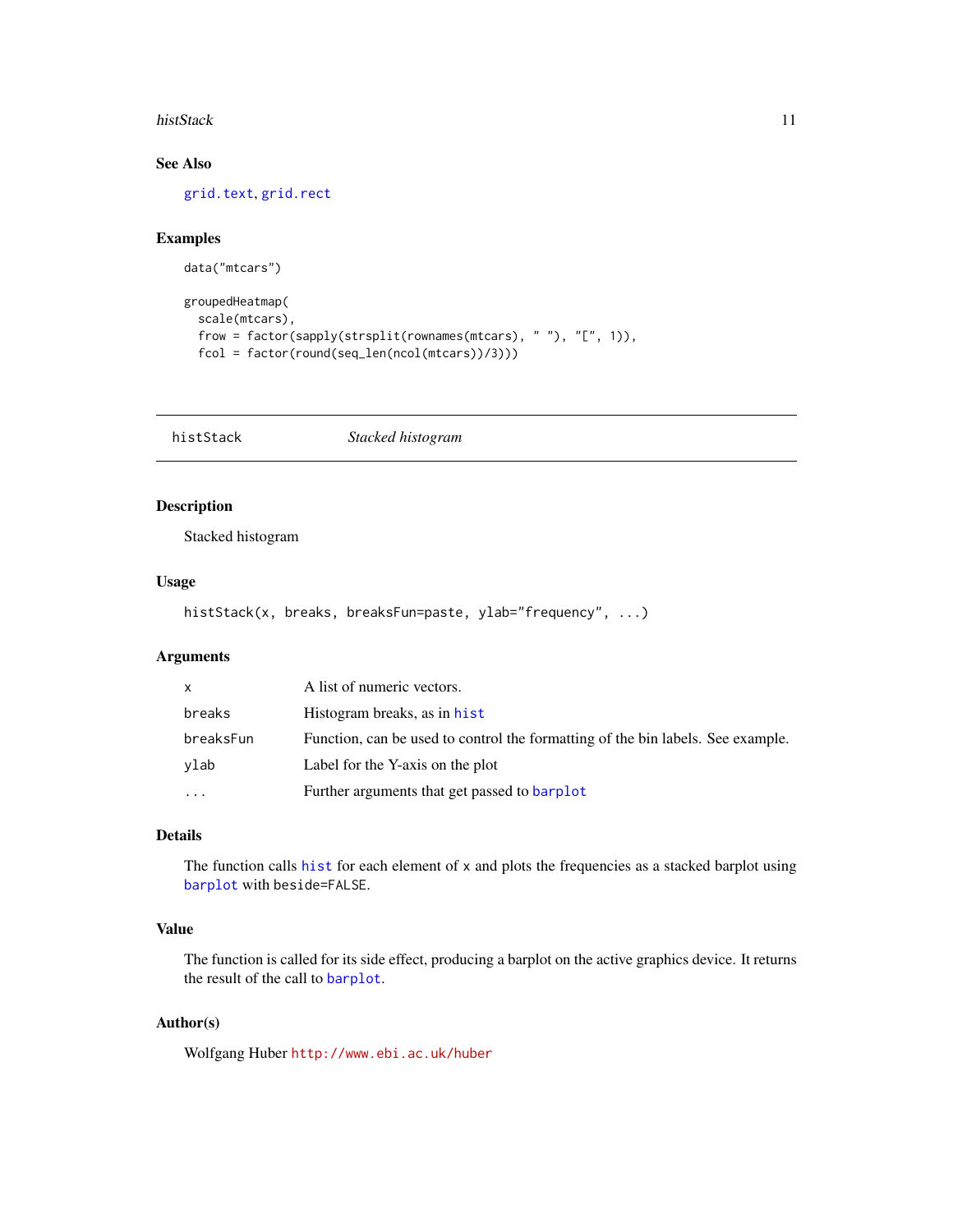## See Also

grid.text, grid.rect

## Examples

```
data("mtcars")

groupedHeatmap(
  scale(mtcars),
  frow = factor(sapply(strsplit(rownames(mtcars), " "), "[", 1)),
  fcol = factor(round(seq_len(ncol(mtcars))/3)))
```

---

# histStack — *Stacked histogram*

---

## Description

Stacked histogram

## Usage

```
histStack(x, breaks, breaksFun=paste, ylab="frequency", ...)
```

## Arguments

| | |
|---|---|
| x | A list of numeric vectors. |
| breaks | Histogram breaks, as in hist |
| breaksFun | Function, can be used to control the formatting of the bin labels. See example. |
| ylab | Label for the Y-axis on the plot |
| ... | Further arguments that get passed to barplot |

## Details

The function calls `hist` for each element of `x` and plots the frequencies as a stacked barplot using `barplot` with `beside=FALSE`.

## Value

The function is called for its side effect, producing a barplot on the active graphics device. It returns the result of the call to `barplot`.

## Author(s)

Wolfgang Huber http://www.ebi.ac.uk/huber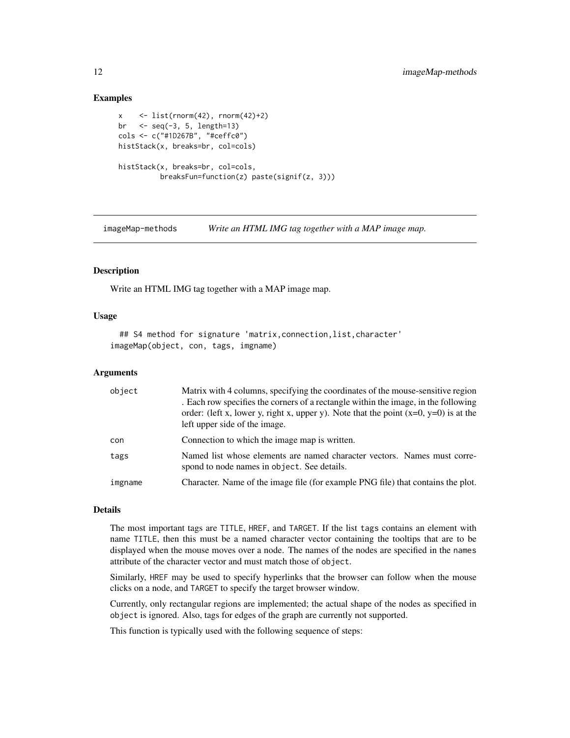### Examples

```
x    <- list(rnorm(42), rnorm(42)+2)
br   <- seq(-3, 5, length=13)
cols <- c("#1D267B", "#ceffc0")
histStack(x, breaks=br, col=cols)

histStack(x, breaks=br, col=cols,
          breaksFun=function(z) paste(signif(z, 3)))
```

---

## imageMap-methods — *Write an HTML IMG tag together with a MAP image map.*

---

### Description

Write an HTML IMG tag together with a MAP image map.

### Usage

```
  ## S4 method for signature 'matrix,connection,list,character'
imageMap(object, con, tags, imgname)
```

### Arguments

| | |
|---|---|
| `object` | Matrix with 4 columns, specifying the coordinates of the mouse-sensitive region . Each row specifies the corners of a rectangle within the image, in the following order: (left x, lower y, right x, upper y). Note that the point (x=0, y=0) is at the left upper side of the image. |
| `con` | Connection to which the image map is written. |
| `tags` | Named list whose elements are named character vectors. Names must correspond to node names in `object`. See details. |
| `imgname` | Character. Name of the image file (for example PNG file) that contains the plot. |

### Details

The most important tags are `TITLE`, `HREF`, and `TARGET`. If the list `tags` contains an element with name `TITLE`, then this must be a named character vector containing the tooltips that are to be displayed when the mouse moves over a node. The names of the nodes are specified in the `names` attribute of the character vector and must match those of `object`.

Similarly, `HREF` may be used to specify hyperlinks that the browser can follow when the mouse clicks on a node, and `TARGET` to specify the target browser window.

Currently, only rectangular regions are implemented; the actual shape of the nodes as specified in `object` is ignored. Also, tags for edges of the graph are currently not supported.

This function is typically used with the following sequence of steps: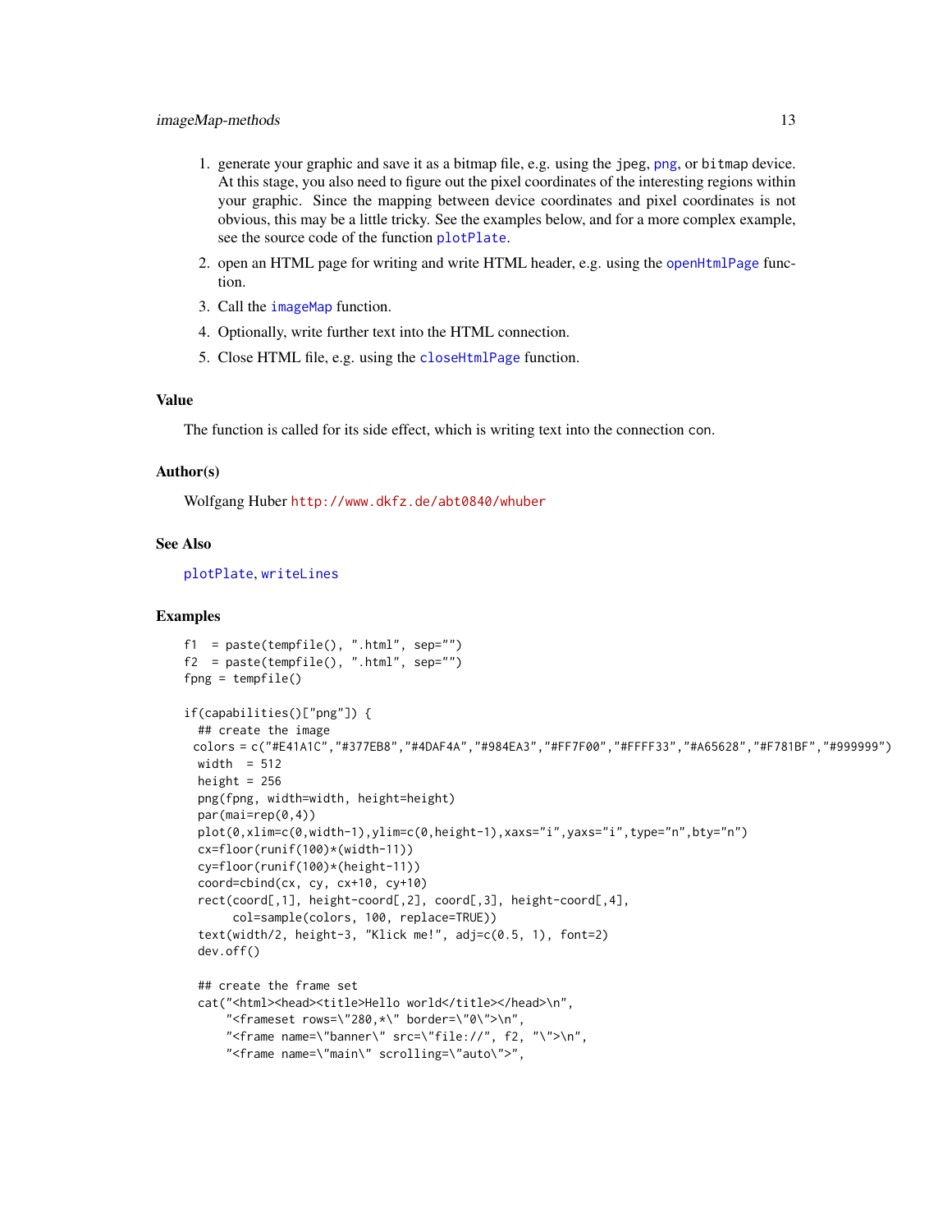1. generate your graphic and save it as a bitmap file, e.g. using the `jpeg`, `png`, or `bitmap` device. At this stage, you also need to figure out the pixel coordinates of the interesting regions within your graphic. Since the mapping between device coordinates and pixel coordinates is not obvious, this may be a little tricky. See the examples below, and for a more complex example, see the source code of the function `plotPlate`.
2. open an HTML page for writing and write HTML header, e.g. using the `openHtmlPage` function.
3. Call the `imageMap` function.
4. Optionally, write further text into the HTML connection.
5. Close HTML file, e.g. using the `closeHtmlPage` function.

## Value

The function is called for its side effect, which is writing text into the connection `con`.

## Author(s)

Wolfgang Huber http://www.dkfz.de/abt0840/whuber

## See Also

`plotPlate`, `writeLines`

## Examples

```
f1  = paste(tempfile(), ".html", sep="")
f2  = paste(tempfile(), ".html", sep="")
fpng = tempfile()

if(capabilities()["png"]) {
  ## create the image
 colors = c("#E41A1C","#377EB8","#4DAF4A","#984EA3","#FF7F00","#FFFF33","#A65628","#F781BF","#999999")
  width  = 512
  height = 256
  png(fpng, width=width, height=height)
  par(mai=rep(0,4))
  plot(0,xlim=c(0,width-1),ylim=c(0,height-1),xaxs="i",yaxs="i",type="n",bty="n")
  cx=floor(runif(100)*(width-11))
  cy=floor(runif(100)*(height-11))
  coord=cbind(cx, cy, cx+10, cy+10)
  rect(coord[,1], height-coord[,2], coord[,3], height-coord[,4],
       col=sample(colors, 100, replace=TRUE))
  text(width/2, height-3, "Klick me!", adj=c(0.5, 1), font=2)
  dev.off()

  ## create the frame set
  cat("<html><head><title>Hello world</title></head>\n",
      "<frameset rows=\"280,*\" border=\"0\">\n",
      "<frame name=\"banner\" src=\"file://", f2, "\">\n",
      "<frame name=\"main\" scrolling=\"auto\">",
```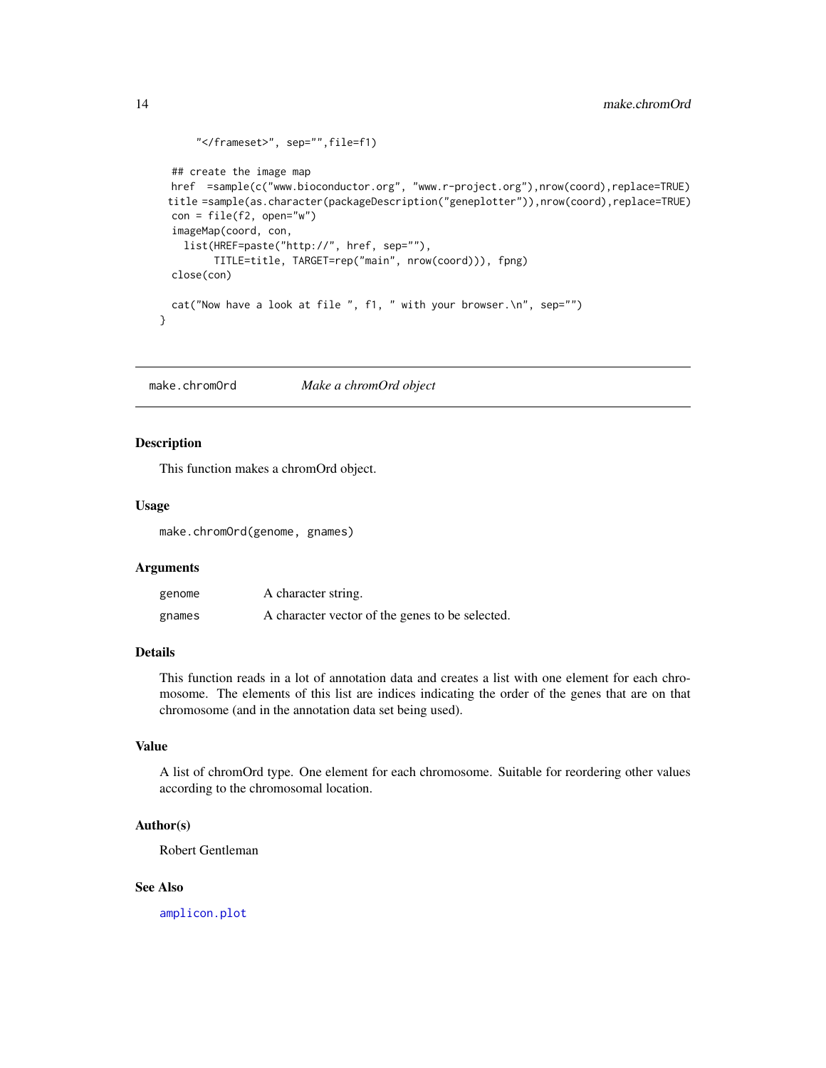```
      "</frameset>", sep="",file=f1)

  ## create the image map
  href  =sample(c("www.bioconductor.org", "www.r-project.org"),nrow(coord),replace=TRUE)
 title =sample(as.character(packageDescription("geneplotter")),nrow(coord),replace=TRUE)
  con = file(f2, open="w")
  imageMap(coord, con,
    list(HREF=paste("http://", href, sep=""),
         TITLE=title, TARGET=rep("main", nrow(coord))), fpng)
  close(con)

  cat("Now have a look at file ", f1, " with your browser.\n", sep="")
}
```

---

## make.chromOrd — *Make a chromOrd object*

### Description

This function makes a chromOrd object.

### Usage

```
make.chromOrd(genome, gnames)
```

### Arguments

| | |
|---|---|
| genome | A character string. |
| gnames | A character vector of the genes to be selected. |

### Details

This function reads in a lot of annotation data and creates a list with one element for each chromosome. The elements of this list are indices indicating the order of the genes that are on that chromosome (and in the annotation data set being used).

### Value

A list of chromOrd type. One element for each chromosome. Suitable for reordering other values according to the chromosomal location.

### Author(s)

Robert Gentleman

### See Also

amplicon.plot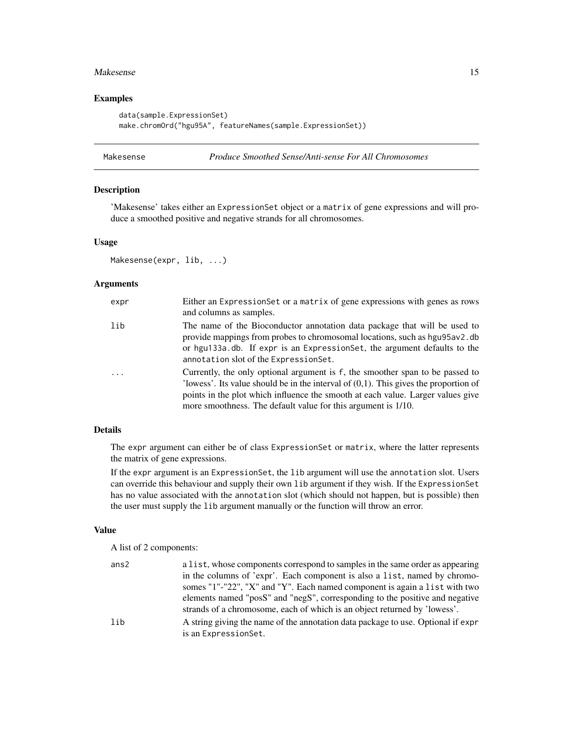## Examples

```
data(sample.ExpressionSet)
make.chromOrd("hgu95A", featureNames(sample.ExpressionSet))
```

---

## Makesense *Produce Smoothed Sense/Anti-sense For All Chromosomes*

---

### Description

'Makesense' takes either an `ExpressionSet` object or a `matrix` of gene expressions and will produce a smoothed positive and negative strands for all chromosomes.

### Usage

```
Makesense(expr, lib, ...)
```

### Arguments

| | |
|---|---|
| `expr` | Either an `ExpressionSet` or a `matrix` of gene expressions with genes as rows and columns as samples. |
| `lib` | The name of the Bioconductor annotation data package that will be used to provide mappings from probes to chromosomal locations, such as `hgu95av2.db` or `hgu133a.db`. If `expr` is an `ExpressionSet`, the argument defaults to the `annotation` slot of the `ExpressionSet`. |
| `...` | Currently, the only optional argument is `f`, the smoother span to be passed to 'lowess'. Its value should be in the interval of (0,1). This gives the proportion of points in the plot which influence the smooth at each value. Larger values give more smoothness. The default value for this argument is 1/10. |

### Details

The `expr` argument can either be of class `ExpressionSet` or `matrix`, where the latter represents the matrix of gene expressions.

If the `expr` argument is an `ExpressionSet`, the `lib` argument will use the `annotation` slot. Users can override this behaviour and supply their own `lib` argument if they wish. If the `ExpressionSet` has no value associated with the `annotation` slot (which should not happen, but is possible) then the user must supply the `lib` argument manually or the function will throw an error.

### Value

A list of 2 components:

| | |
|---|---|
| `ans2` | a `list`, whose components correspond to samples in the same order as appearing in the columns of 'expr'. Each component is also a `list`, named by chromosomes "1"-"22", "X" and "Y". Each named component is again a `list` with two elements named "posS" and "negS", corresponding to the positive and negative strands of a chromosome, each of which is an object returned by 'lowess'. |
| `lib` | A string giving the name of the annotation data package to use. Optional if `expr` is an `ExpressionSet`. |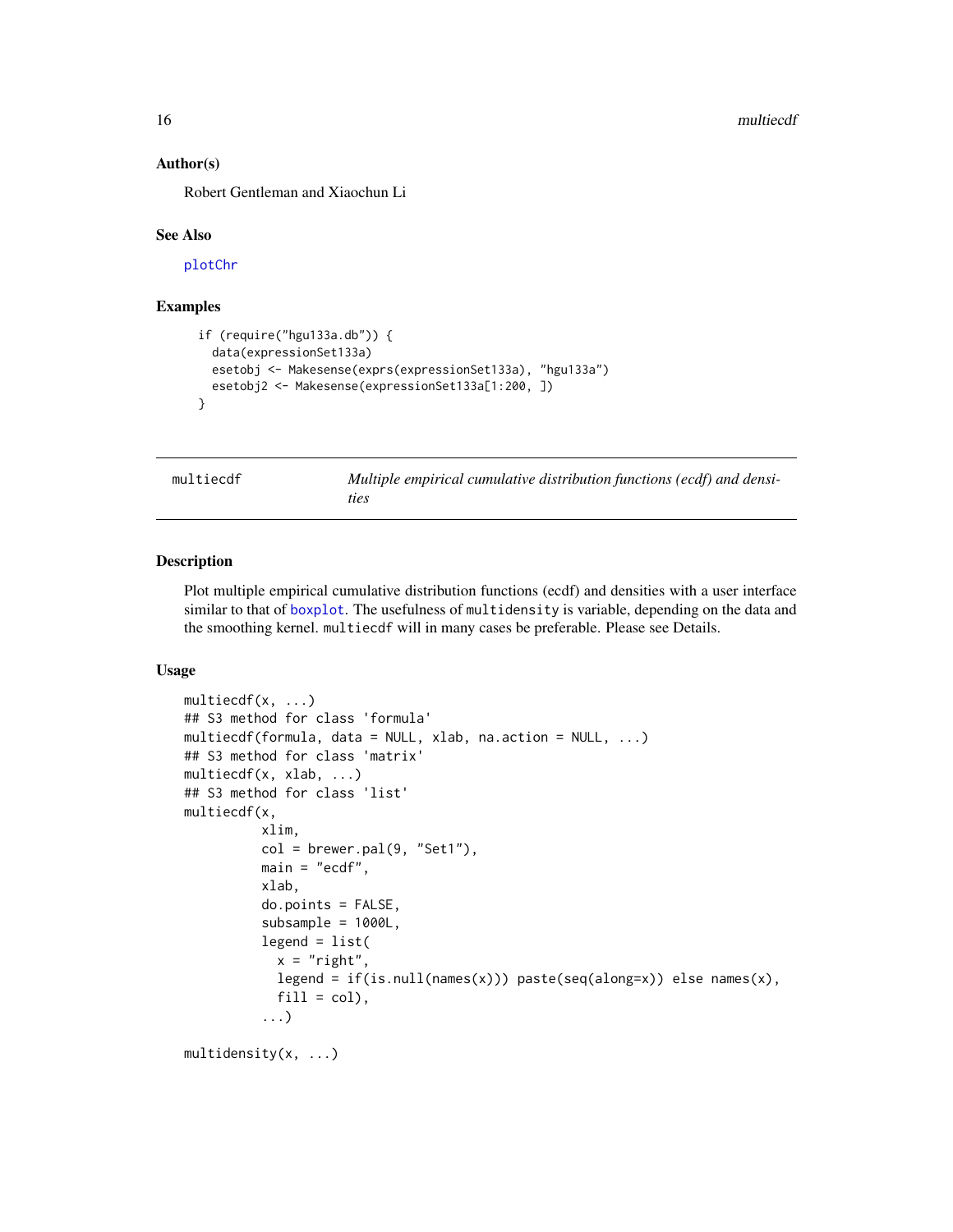### Author(s)

Robert Gentleman and Xiaochun Li

### See Also

plotChr

### Examples

```
if (require("hgu133a.db")) {
  data(expressionSet133a)
  esetobj <- Makesense(exprs(expressionSet133a), "hgu133a")
  esetobj2 <- Makesense(expressionSet133a[1:200, ])
}
```

---

## multiecdf — *Multiple empirical cumulative distribution functions (ecdf) and densities*

---

### Description

Plot multiple empirical cumulative distribution functions (ecdf) and densities with a user interface similar to that of boxplot. The usefulness of `multidensity` is variable, depending on the data and the smoothing kernel. `multiecdf` will in many cases be preferable. Please see Details.

### Usage

```
multiecdf(x, ...)
## S3 method for class 'formula'
multiecdf(formula, data = NULL, xlab, na.action = NULL, ...)
## S3 method for class 'matrix'
multiecdf(x, xlab, ...)
## S3 method for class 'list'
multiecdf(x,
          xlim,
          col = brewer.pal(9, "Set1"),
          main = "ecdf",
          xlab,
          do.points = FALSE,
          subsample = 1000L,
          legend = list(
            x = "right",
            legend = if(is.null(names(x))) paste(seq(along=x)) else names(x),
            fill = col),
          ...)

multidensity(x, ...)
```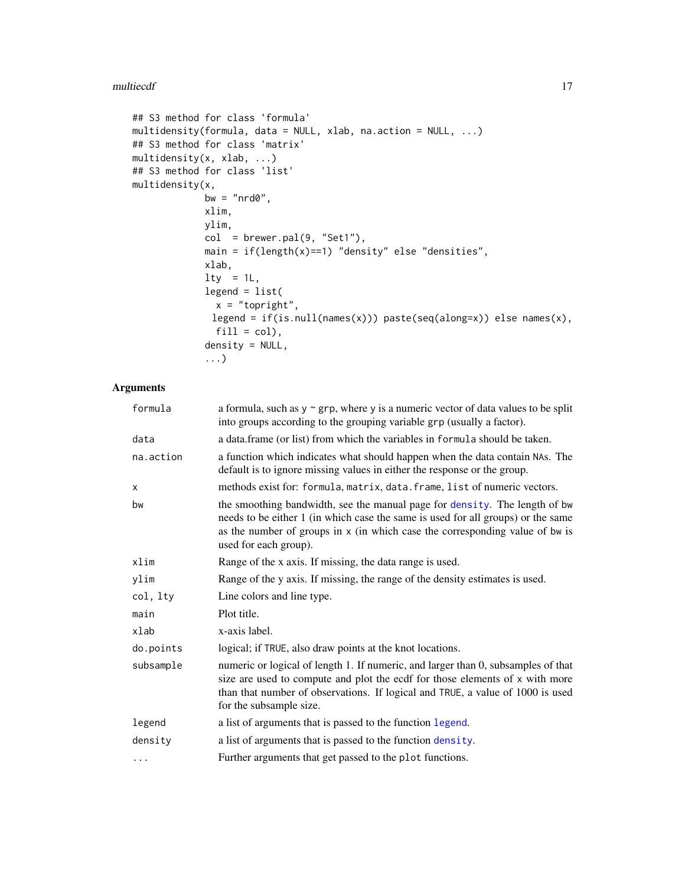```
## S3 method for class 'formula'
multidensity(formula, data = NULL, xlab, na.action = NULL, ...)
## S3 method for class 'matrix'
multidensity(x, xlab, ...)
## S3 method for class 'list'
multidensity(x,
             bw = "nrd0",
             xlim,
             ylim,
             col  = brewer.pal(9, "Set1"),
             main = if(length(x)==1) "density" else "densities",
             xlab,
             lty  = 1L,
             legend = list(
               x = "topright",
              legend = if(is.null(names(x))) paste(seq(along=x)) else names(x),
               fill = col),
             density = NULL,
             ...)
```

## Arguments

| | |
|---|---|
| `formula` | a formula, such as `y ~ grp`, where `y` is a numeric vector of data values to be split into groups according to the grouping variable `grp` (usually a factor). |
| `data` | a data.frame (or list) from which the variables in `formula` should be taken. |
| `na.action` | a function which indicates what should happen when the data contain `NA`s. The default is to ignore missing values in either the response or the group. |
| `x` | methods exist for: `formula`, `matrix`, `data.frame`, `list` of numeric vectors. |
| `bw` | the smoothing bandwidth, see the manual page for `density`. The length of `bw` needs to be either 1 (in which case the same is used for all groups) or the same as the number of groups in `x` (in which case the corresponding value of `bw` is used for each group). |
| `xlim` | Range of the x axis. If missing, the data range is used. |
| `ylim` | Range of the y axis. If missing, the range of the density estimates is used. |
| `col, lty` | Line colors and line type. |
| `main` | Plot title. |
| `xlab` | x-axis label. |
| `do.points` | logical; if `TRUE`, also draw points at the knot locations. |
| `subsample` | numeric or logical of length 1. If numeric, and larger than 0, subsamples of that size are used to compute and plot the ecdf for those elements of `x` with more than that number of observations. If logical and `TRUE`, a value of 1000 is used for the subsample size. |
| `legend` | a list of arguments that is passed to the function `legend`. |
| `density` | a list of arguments that is passed to the function `density`. |
| `...` | Further arguments that get passed to the `plot` functions. |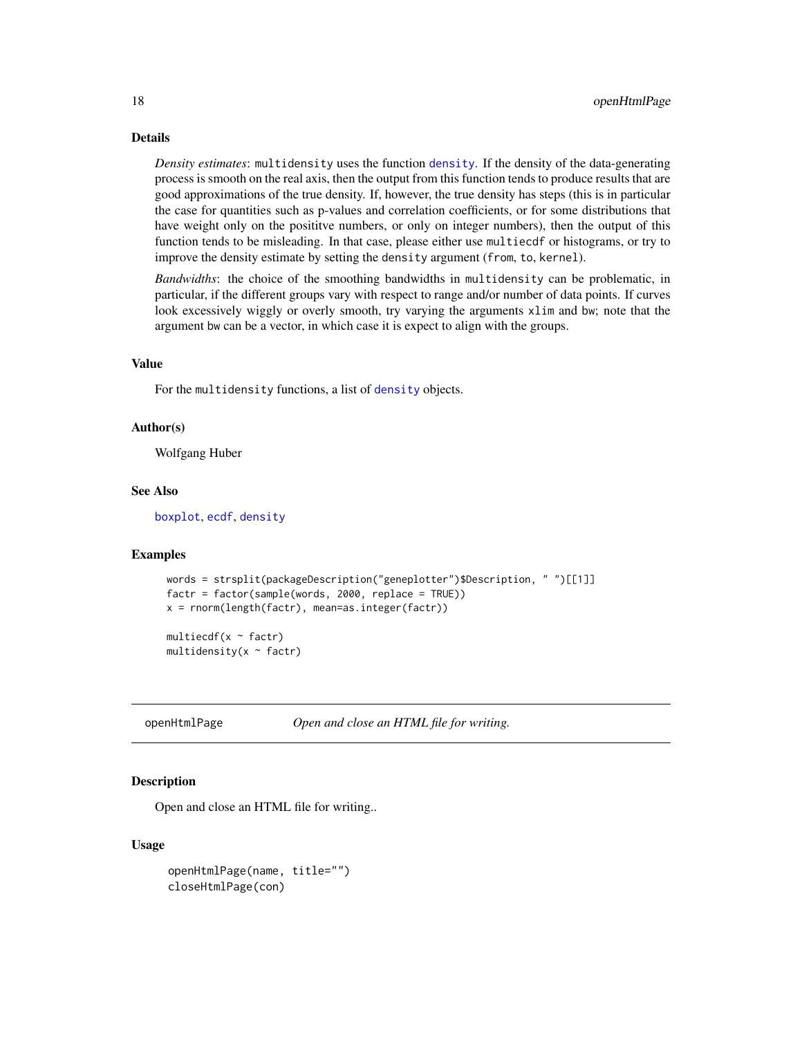### Details

*Density estimates*: `multidensity` uses the function `density`. If the density of the data-generating process is smooth on the real axis, then the output from this function tends to produce results that are good approximations of the true density. If, however, the true density has steps (this is in particular the case for quantities such as p-values and correlation coefficients, or for some distributions that have weight only on the posititve numbers, or only on integer numbers), then the output of this function tends to be misleading. In that case, please either use `multiecdf` or histograms, or try to improve the density estimate by setting the `density` argument (`from`, `to`, `kernel`).

*Bandwidths*: the choice of the smoothing bandwidths in `multidensity` can be problematic, in particular, if the different groups vary with respect to range and/or number of data points. If curves look excessively wiggly or overly smooth, try varying the arguments `xlim` and `bw`; note that the argument `bw` can be a vector, in which case it is expect to align with the groups.

### Value

For the `multidensity` functions, a list of `density` objects.

### Author(s)

Wolfgang Huber

### See Also

`boxplot`, `ecdf`, `density`

### Examples

```
words = strsplit(packageDescription("geneplotter")$Description, " ")[[1]]
factr = factor(sample(words, 2000, replace = TRUE))
x = rnorm(length(factr), mean=as.integer(factr))

multiecdf(x ~ factr)
multidensity(x ~ factr)
```

---

## openHtmlPage &nbsp;&nbsp;&nbsp;&nbsp; *Open and close an HTML file for writing.*

---

### Description

Open and close an HTML file for writing..

### Usage

```
openHtmlPage(name, title="")
closeHtmlPage(con)
```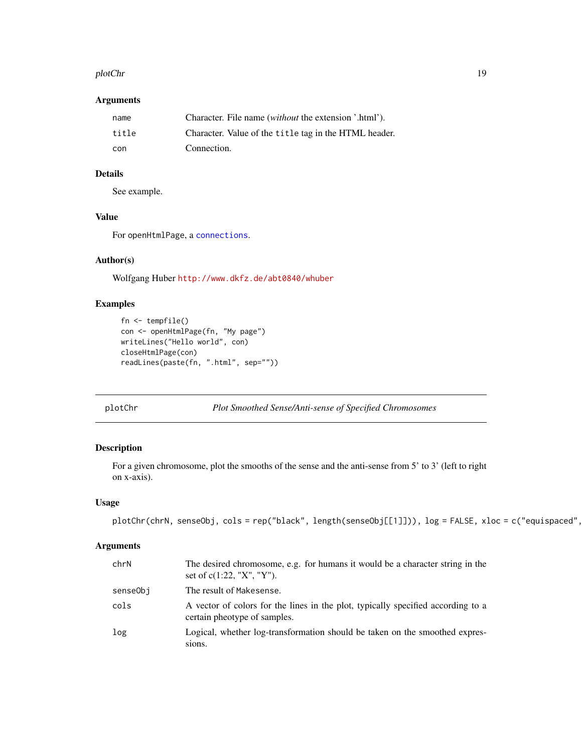## Arguments

| | |
|---|---|
| `name` | Character. File name (*without* the extension '.html'). |
| `title` | Character. Value of the `title` tag in the HTML header. |
| `con` | Connection. |

## Details

See example.

## Value

For `openHtmlPage`, a `connections`.

## Author(s)

Wolfgang Huber http://www.dkfz.de/abt0840/whuber

## Examples

```
fn <- tempfile()
con <- openHtmlPage(fn, "My page")
writeLines("Hello world", con)
closeHtmlPage(con)
readLines(paste(fn, ".html", sep=""))
```

---

# plotChr — *Plot Smoothed Sense/Anti-sense of Specified Chromosomes*

## Description

For a given chromosome, plot the smooths of the sense and the anti-sense from 5' to 3' (left to right on x-axis).

## Usage

```
plotChr(chrN, senseObj, cols = rep("black", length(senseObj[[1]])), log = FALSE, xloc = c("equispaced",
```

## Arguments

| | |
|---|---|
| `chrN` | The desired chromosome, e.g. for humans it would be a character string in the set of c(1:22, "X", "Y"). |
| `senseObj` | The result of `Makesense`. |
| `cols` | A vector of colors for the lines in the plot, typically specified according to a certain pheotype of samples. |
| `log` | Logical, whether log-transformation should be taken on the smoothed expressions. |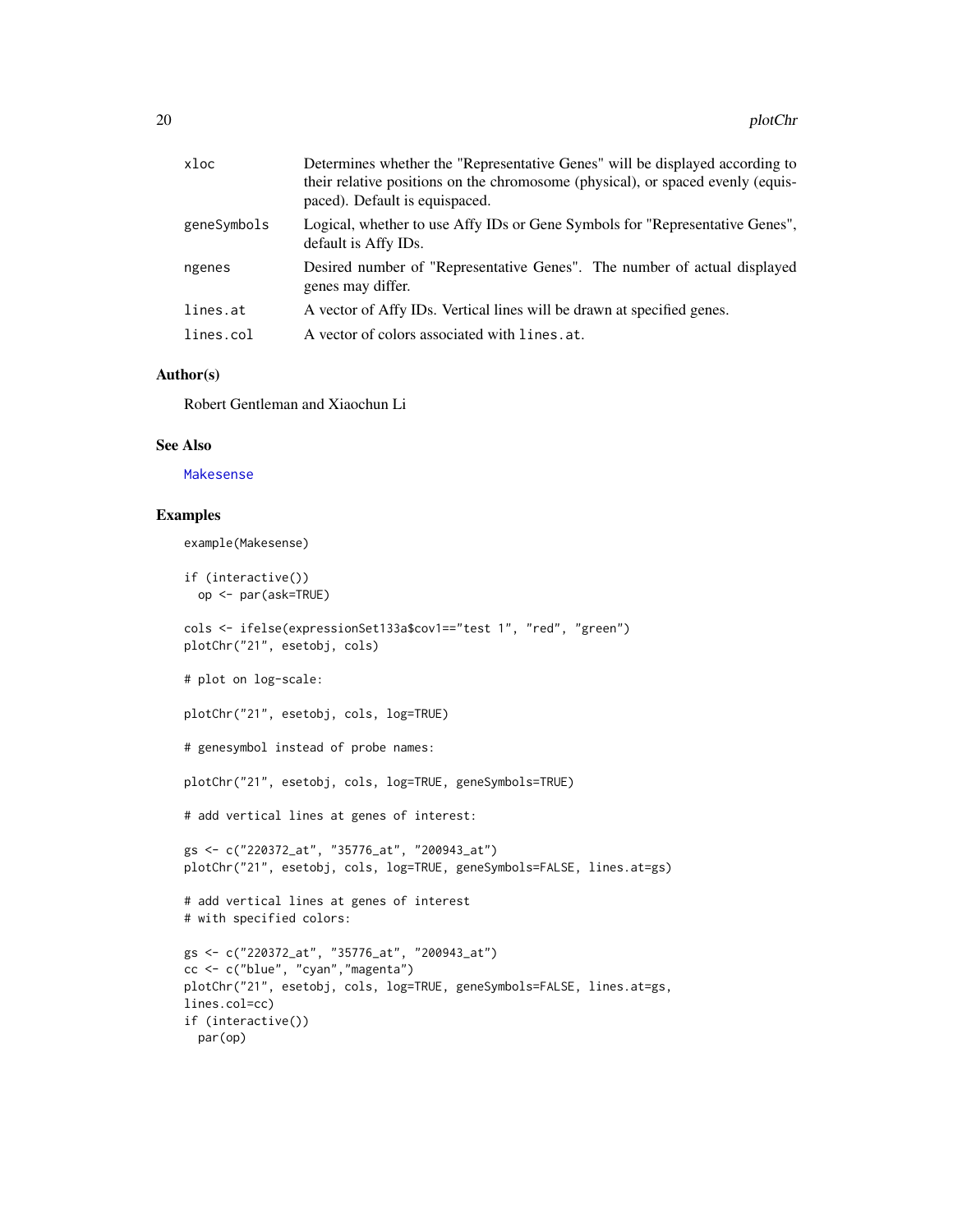| | |
|---|---|
| xloc | Determines whether the "Representative Genes" will be displayed according to their relative positions on the chromosome (physical), or spaced evenly (equispaced). Default is equispaced. |
| geneSymbols | Logical, whether to use Affy IDs or Gene Symbols for "Representative Genes", default is Affy IDs. |
| ngenes | Desired number of "Representative Genes". The number of actual displayed genes may differ. |
| lines.at | A vector of Affy IDs. Vertical lines will be drawn at specified genes. |
| lines.col | A vector of colors associated with lines.at. |

## Author(s)

Robert Gentleman and Xiaochun Li

## See Also

Makesense

## Examples

```
example(Makesense)

if (interactive())
  op <- par(ask=TRUE)

cols <- ifelse(expressionSet133a$cov1=="test 1", "red", "green")
plotChr("21", esetobj, cols)

# plot on log-scale:

plotChr("21", esetobj, cols, log=TRUE)

# genesymbol instead of probe names:

plotChr("21", esetobj, cols, log=TRUE, geneSymbols=TRUE)

# add vertical lines at genes of interest:

gs <- c("220372_at", "35776_at", "200943_at")
plotChr("21", esetobj, cols, log=TRUE, geneSymbols=FALSE, lines.at=gs)

# add vertical lines at genes of interest
# with specified colors:

gs <- c("220372_at", "35776_at", "200943_at")
cc <- c("blue", "cyan","magenta")
plotChr("21", esetobj, cols, log=TRUE, geneSymbols=FALSE, lines.at=gs,
lines.col=cc)
if (interactive())
  par(op)
```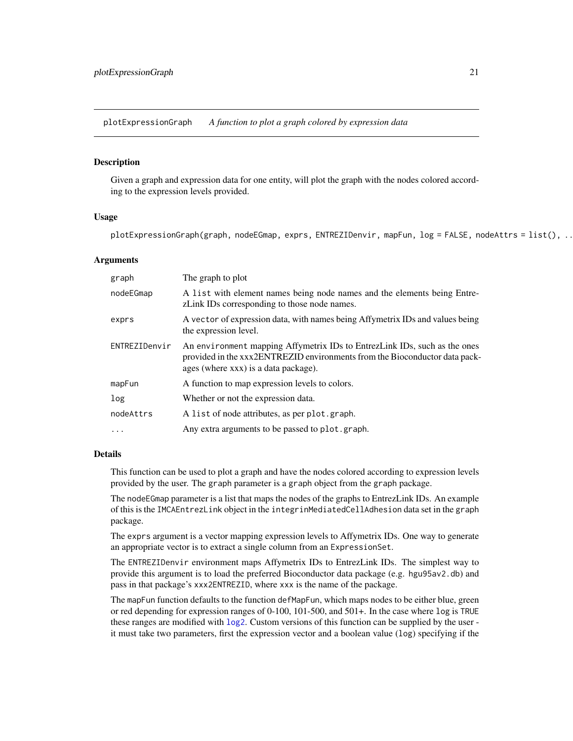## plotExpressionGraph — *A function to plot a graph colored by expression data*

### Description

Given a graph and expression data for one entity, will plot the graph with the nodes colored according to the expression levels provided.

### Usage

```
plotExpressionGraph(graph, nodeEGmap, exprs, ENTREZIDenvir, mapFun, log = FALSE, nodeAttrs = list(), ..
```

### Arguments

| | |
|---|---|
| graph | The graph to plot |
| nodeEGmap | A list with element names being node names and the elements being EntrezLink IDs corresponding to those node names. |
| exprs | A vector of expression data, with names being Affymetrix IDs and values being the expression level. |
| ENTREZIDenvir | An environment mapping Affymetrix IDs to EntrezLink IDs, such as the ones provided in the xxx2ENTREZID environments from the Bioconductor data packages (where xxx) is a data package). |
| mapFun | A function to map expression levels to colors. |
| log | Whether or not the expression data. |
| nodeAttrs | A list of node attributes, as per plot.graph. |
| ... | Any extra arguments to be passed to plot.graph. |

### Details

This function can be used to plot a graph and have the nodes colored according to expression levels provided by the user. The graph parameter is a graph object from the graph package.

The nodeEGmap parameter is a list that maps the nodes of the graphs to EntrezLink IDs. An example of this is the IMCAEntrezLink object in the integrinMediatedCellAdhesion data set in the graph package.

The exprs argument is a vector mapping expression levels to Affymetrix IDs. One way to generate an appropriate vector is to extract a single column from an ExpressionSet.

The ENTREZIDenvir environment maps Affymetrix IDs to EntrezLink IDs. The simplest way to provide this argument is to load the preferred Bioconductor data package (e.g. hgu95av2.db) and pass in that package's xxx2ENTREZID, where xxx is the name of the package.

The mapFun function defaults to the function defMapFun, which maps nodes to be either blue, green or red depending for expression ranges of 0-100, 101-500, and 501+. In the case where log is TRUE these ranges are modified with log2. Custom versions of this function can be supplied by the user - it must take two parameters, first the expression vector and a boolean value (log) specifying if the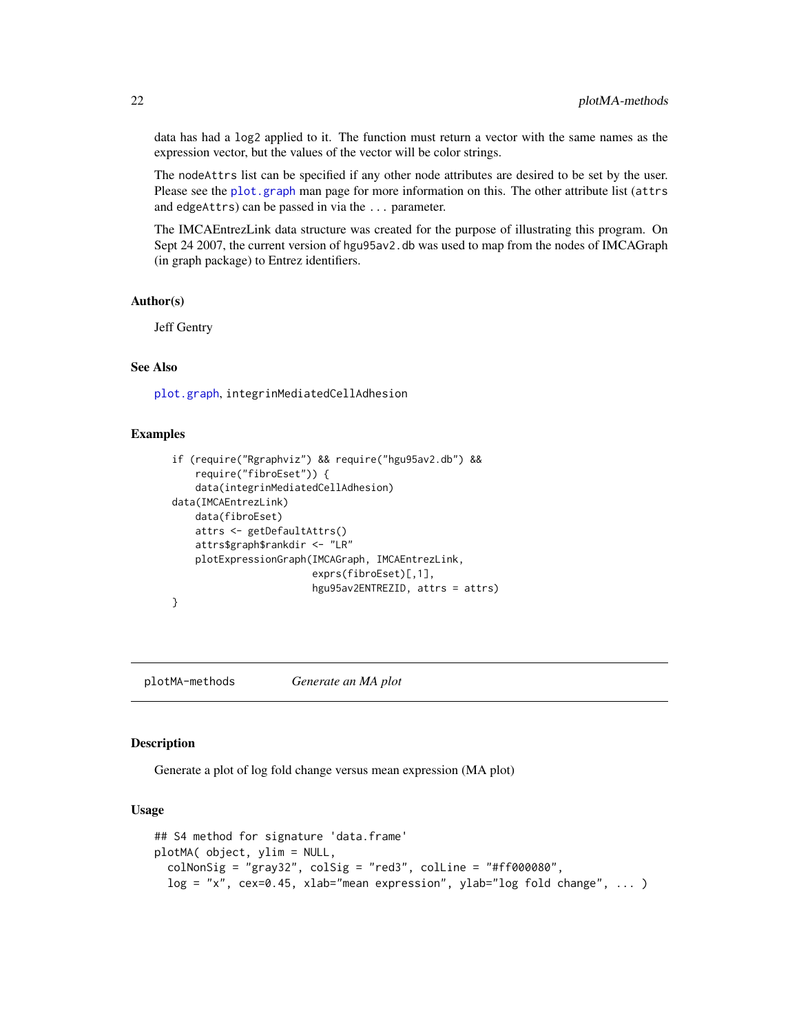data has had a `log2` applied to it. The function must return a vector with the same names as the expression vector, but the values of the vector will be color strings.

The `nodeAttrs` list can be specified if any other node attributes are desired to be set by the user. Please see the `plot.graph` man page for more information on this. The other attribute list (`attrs` and `edgeAttrs`) can be passed in via the `...` parameter.

The IMCAEntrezLink data structure was created for the purpose of illustrating this program. On Sept 24 2007, the current version of `hgu95av2.db` was used to map from the nodes of IMCAGraph (in graph package) to Entrez identifiers.

### Author(s)

Jeff Gentry

### See Also

`plot.graph`, `integrinMediatedCellAdhesion`

### Examples

```
if (require("Rgraphviz") && require("hgu95av2.db") &&
    require("fibroEset")) {
    data(integrinMediatedCellAdhesion)
data(IMCAEntrezLink)
    data(fibroEset)
    attrs <- getDefaultAttrs()
    attrs$graph$rankdir <- "LR"
    plotExpressionGraph(IMCAGraph, IMCAEntrezLink,
                        exprs(fibroEset)[,1],
                        hgu95av2ENTREZID, attrs = attrs)
}
```

## plotMA-methods    *Generate an MA plot*

### Description

Generate a plot of log fold change versus mean expression (MA plot)

### Usage

```
## S4 method for signature 'data.frame'
plotMA( object, ylim = NULL,
  colNonSig = "gray32", colSig = "red3", colLine = "#ff000080",
  log = "x", cex=0.45, xlab="mean expression", ylab="log fold change", ... )
```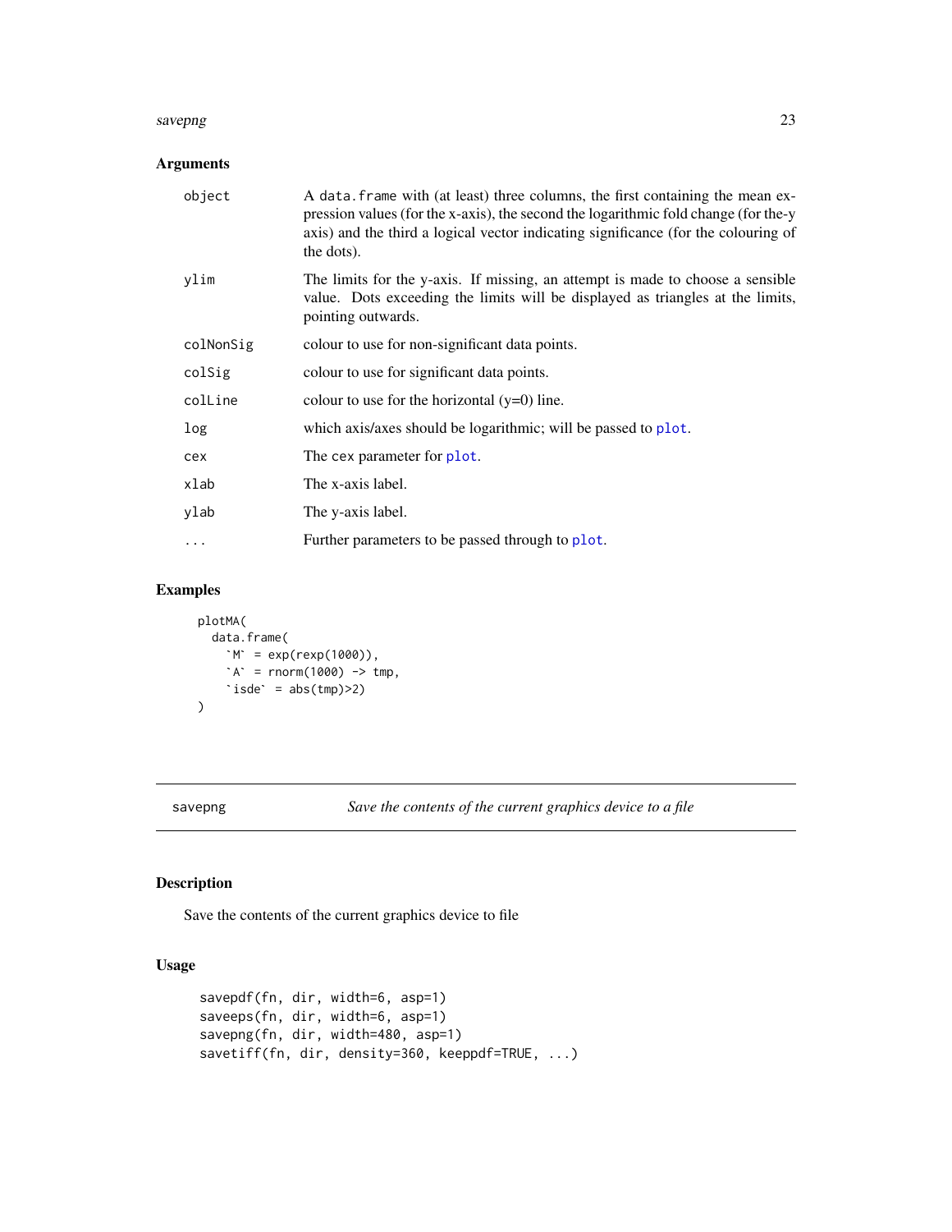### Arguments

| | |
|---|---|
| `object` | A `data.frame` with (at least) three columns, the first containing the mean expression values (for the x-axis), the second the logarithmic fold change (for the-y axis) and the third a logical vector indicating significance (for the colouring of the dots). |
| `ylim` | The limits for the y-axis. If missing, an attempt is made to choose a sensible value. Dots exceeding the limits will be displayed as triangles at the limits, pointing outwards. |
| `colNonSig` | colour to use for non-significant data points. |
| `colSig` | colour to use for significant data points. |
| `colLine` | colour to use for the horizontal (y=0) line. |
| `log` | which axis/axes should be logarithmic; will be passed to `plot`. |
| `cex` | The `cex` parameter for `plot`. |
| `xlab` | The x-axis label. |
| `ylab` | The y-axis label. |
| `...` | Further parameters to be passed through to `plot`. |

### Examples

```
plotMA(
  data.frame(
    `M` = exp(rexp(1000)),
    `A` = rnorm(1000) -> tmp,
    `isde` = abs(tmp)>2)
)
```

---

## savepng *Save the contents of the current graphics device to a file*

### Description

Save the contents of the current graphics device to file

### Usage

```
savepdf(fn, dir, width=6, asp=1)
saveeps(fn, dir, width=6, asp=1)
savepng(fn, dir, width=480, asp=1)
savetiff(fn, dir, density=360, keeppdf=TRUE, ...)
```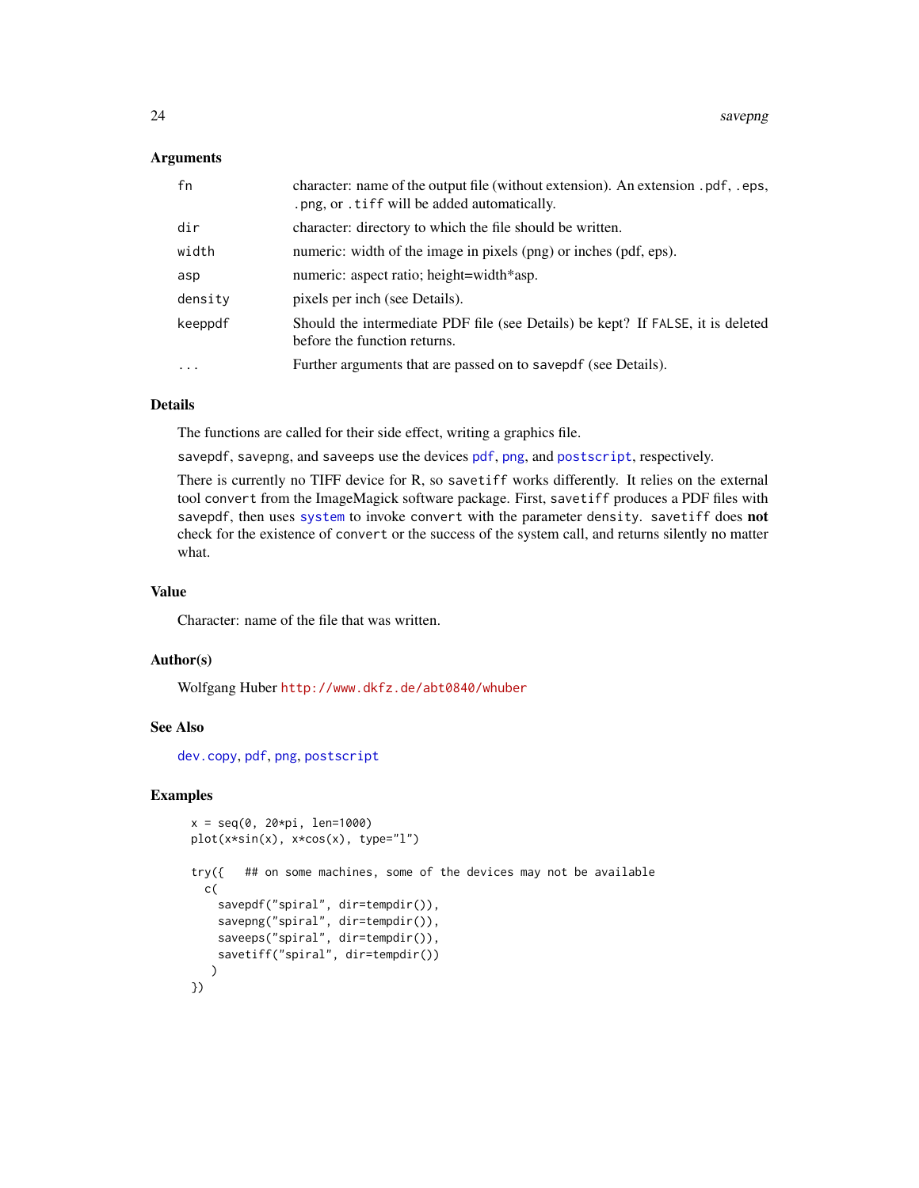### Arguments

| | |
|---|---|
| `fn` | character: name of the output file (without extension). An extension `.pdf`, `.eps`, `.png`, or `.tiff` will be added automatically. |
| `dir` | character: directory to which the file should be written. |
| `width` | numeric: width of the image in pixels (png) or inches (pdf, eps). |
| `asp` | numeric: aspect ratio; height=width*asp. |
| `density` | pixels per inch (see Details). |
| `keeppdf` | Should the intermediate PDF file (see Details) be kept? If `FALSE`, it is deleted before the function returns. |
| `...` | Further arguments that are passed on to `savepdf` (see Details). |

### Details

The functions are called for their side effect, writing a graphics file.

`savepdf`, `savepng`, and `saveeps` use the devices `pdf`, `png`, and `postscript`, respectively.

There is currently no TIFF device for R, so `savetiff` works differently. It relies on the external tool `convert` from the ImageMagick software package. First, `savetiff` produces a PDF files with `savepdf`, then uses `system` to invoke `convert` with the parameter `density`. `savetiff` does **not** check for the existence of `convert` or the success of the system call, and returns silently no matter what.

### Value

Character: name of the file that was written.

### Author(s)

Wolfgang Huber http://www.dkfz.de/abt0840/whuber

### See Also

`dev.copy`, `pdf`, `png`, `postscript`

### Examples

```
x = seq(0, 20*pi, len=1000)
plot(x*sin(x), x*cos(x), type="l")

try({   ## on some machines, some of the devices may not be available
  c(
    savepdf("spiral", dir=tempdir()),
    savepng("spiral", dir=tempdir()),
    saveeps("spiral", dir=tempdir()),
    savetiff("spiral", dir=tempdir())
   )
})
```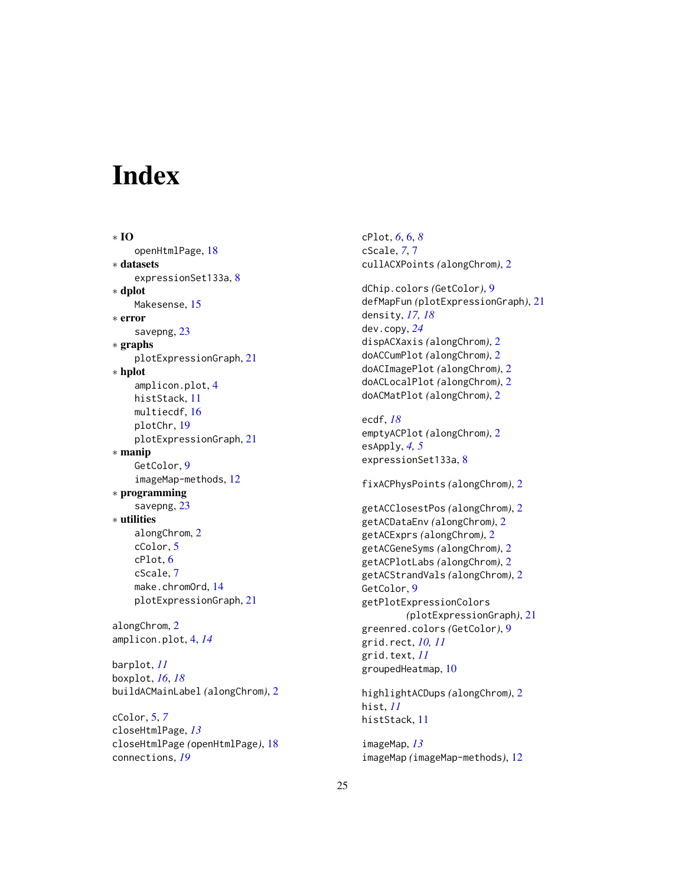# Index

* **IO**
  openHtmlPage, 18
* **datasets**
  expressionSet133a, 8
* **dplot**
  Makesense, 15
* **error**
  savepng, 23
* **graphs**
  plotExpressionGraph, 21
* **hplot**
  amplicon.plot, 4
  histStack, 11
  multiecdf, 16
  plotChr, 19
  plotExpressionGraph, 21
* **manip**
  GetColor, 9
  imageMap-methods, 12
* **programming**
  savepng, 23
* **utilities**
  alongChrom, 2
  cColor, 5
  cPlot, 6
  cScale, 7
  make.chromOrd, 14
  plotExpressionGraph, 21

alongChrom, 2
amplicon.plot, 4, *14*

barplot, *11*
boxplot, *16*, *18*
buildACMainLabel *(*alongChrom*)*, 2

cColor, 5, *7*
closeHtmlPage, *13*
closeHtmlPage *(*openHtmlPage*)*, 18
connections, *19*
cPlot, *6*, 6, *8*
cScale, *7*, 7
cullACXPoints *(*alongChrom*)*, 2

dChip.colors *(*GetColor*)*, 9
defMapFun *(*plotExpressionGraph*)*, 21
density, *17*, *18*
dev.copy, *24*
dispACXaxis *(*alongChrom*)*, 2
doACCumPlot *(*alongChrom*)*, 2
doACImagePlot *(*alongChrom*)*, 2
doACLocalPlot *(*alongChrom*)*, 2
doACMatPlot *(*alongChrom*)*, 2

ecdf, *18*
emptyACPlot *(*alongChrom*)*, 2
esApply, *4*, *5*
expressionSet133a, 8

fixACPhysPoints *(*alongChrom*)*, 2

getACClosestPos *(*alongChrom*)*, 2
getACDataEnv *(*alongChrom*)*, 2
getACExprs *(*alongChrom*)*, 2
getACGeneSyms *(*alongChrom*)*, 2
getACPlotLabs *(*alongChrom*)*, 2
getACStrandVals *(*alongChrom*)*, 2
GetColor, 9
getPlotExpressionColors *(*plotExpressionGraph*)*, 21
greenred.colors *(*GetColor*)*, 9
grid.rect, *10*, *11*
grid.text, *11*
groupedHeatmap, 10

highlightACDups *(*alongChrom*)*, 2
hist, *11*
histStack, 11

imageMap, *13*
imageMap *(*imageMap-methods*)*, 12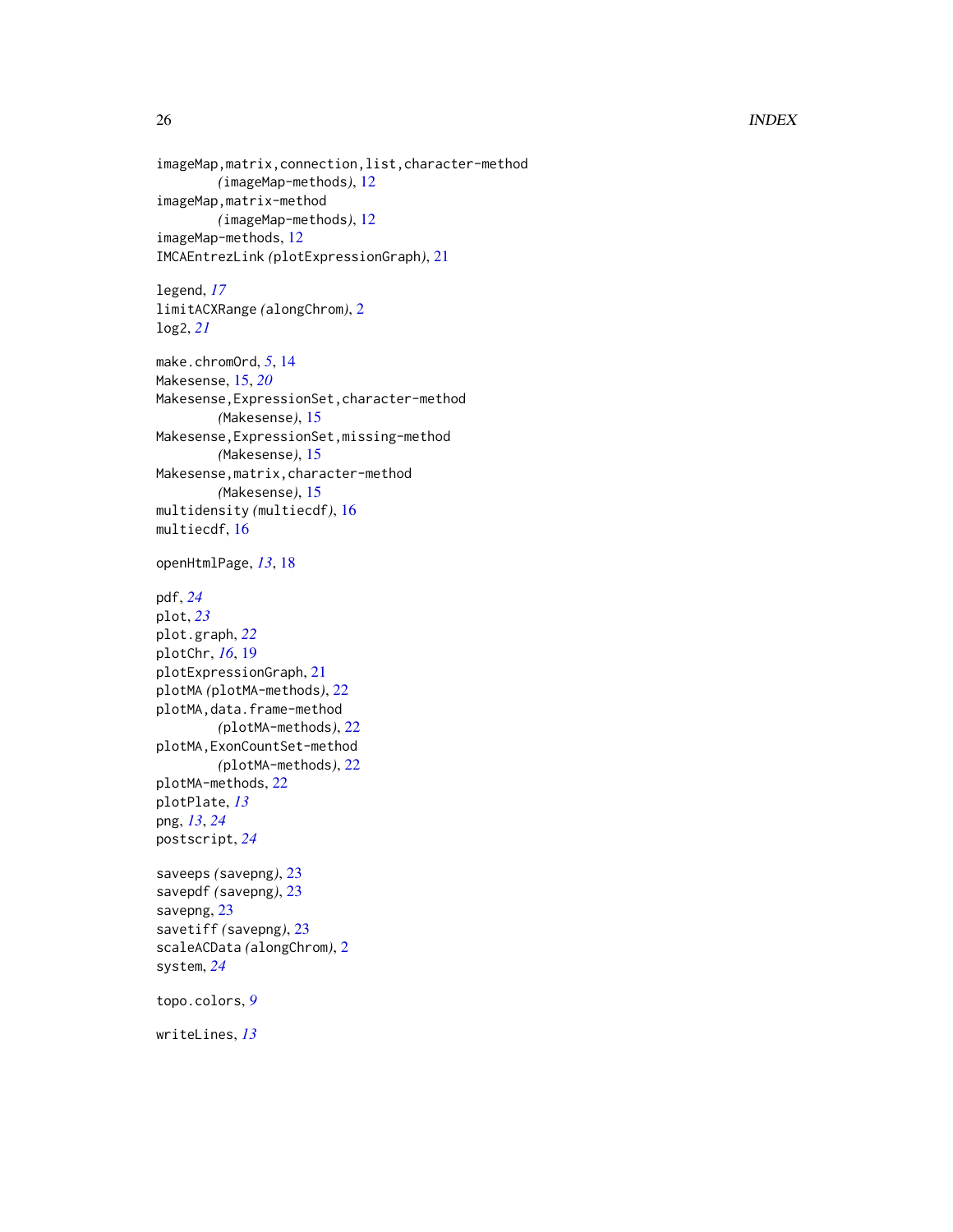imageMap,matrix,connection,list,character-method
        *(*imageMap-methods*)*, 12
imageMap,matrix-method
        *(*imageMap-methods*)*, 12
imageMap-methods, 12
IMCAEntrezLink *(*plotExpressionGraph*)*, 21

legend, *17*
limitACXRange *(*alongChrom*)*, 2
log2, *21*

make.chromOrd, *5*, 14
Makesense, 15, *20*
Makesense,ExpressionSet,character-method
        *(*Makesense*)*, 15
Makesense,ExpressionSet,missing-method
        *(*Makesense*)*, 15
Makesense,matrix,character-method
        *(*Makesense*)*, 15
multidensity *(*multiecdf*)*, 16
multiecdf, 16

openHtmlPage, *13*, 18

pdf, *24*
plot, *23*
plot.graph, *22*
plotChr, *16*, 19
plotExpressionGraph, 21
plotMA *(*plotMA-methods*)*, 22
plotMA,data.frame-method
        *(*plotMA-methods*)*, 22
plotMA,ExonCountSet-method
        *(*plotMA-methods*)*, 22
plotMA-methods, 22
plotPlate, *13*
png, *13*, *24*
postscript, *24*

saveeps *(*savepng*)*, 23
savepdf *(*savepng*)*, 23
savepng, 23
savetiff *(*savepng*)*, 23
scaleACData *(*alongChrom*)*, 2
system, *24*

topo.colors, *9*

writeLines, *13*